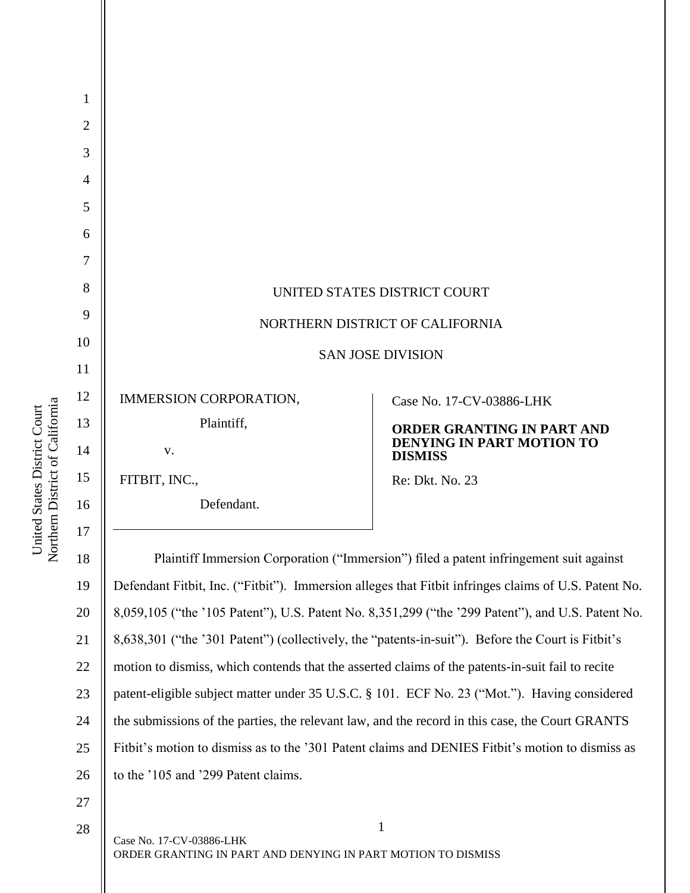UNITED STATES DISTRICT COURT

NORTHERN DISTRICT OF CALIFORNIA

SAN JOSE DIVISION

| | |
|---|---|
| IMMERSION CORPORATION,<br>Plaintiff,<br>v.<br>FITBIT, INC.,<br>Defendant. | Case No. 17-CV-03886-LHK<br>**ORDER GRANTING IN PART AND DENYING IN PART MOTION TO DISMISS**<br>Re: Dkt. No. 23 |

Plaintiff Immersion Corporation ("Immersion") filed a patent infringement suit against Defendant Fitbit, Inc. ("Fitbit"). Immersion alleges that Fitbit infringes claims of U.S. Patent No. 8,059,105 ("the '105 Patent"), U.S. Patent No. 8,351,299 ("the '299 Patent"), and U.S. Patent No. 8,638,301 ("the '301 Patent") (collectively, the "patents-in-suit"). Before the Court is Fitbit's motion to dismiss, which contends that the asserted claims of the patents-in-suit fail to recite patent-eligible subject matter under 35 U.S.C. § 101. ECF No. 23 ("Mot."). Having considered the submissions of the parties, the relevant law, and the record in this case, the Court GRANTS Fitbit's motion to dismiss as to the '301 Patent claims and DENIES Fitbit's motion to dismiss as to the '105 and '299 Patent claims.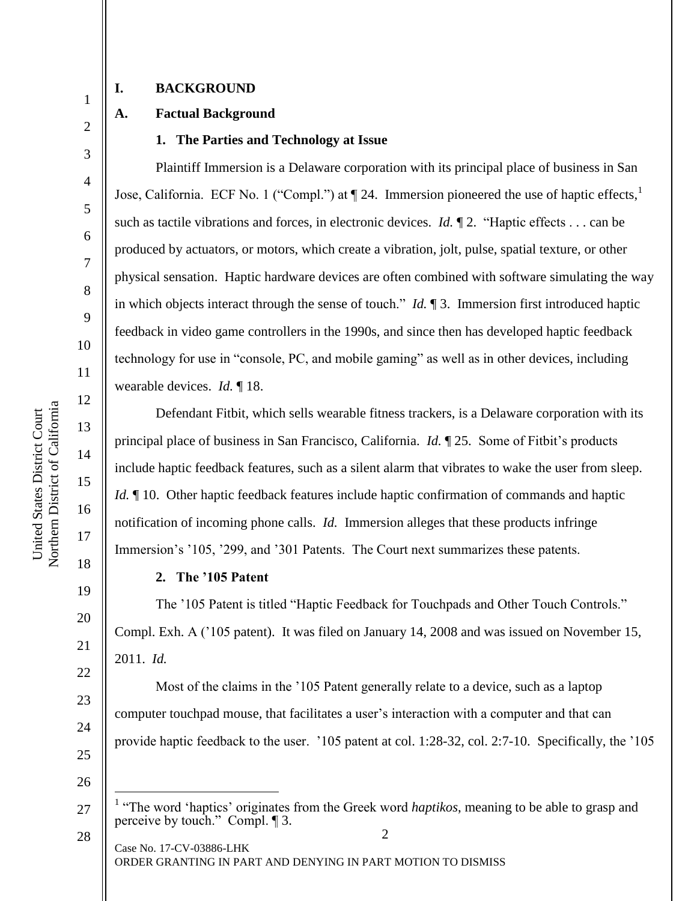# I. BACKGROUND

## A. Factual Background

### 1. The Parties and Technology at Issue

Plaintiff Immersion is a Delaware corporation with its principal place of business in San Jose, California. ECF No. 1 ("Compl.") at ¶ 24. Immersion pioneered the use of haptic effects,[1] such as tactile vibrations and forces, in electronic devices. *Id.* ¶ 2. "Haptic effects . . . can be produced by actuators, or motors, which create a vibration, jolt, pulse, spatial texture, or other physical sensation. Haptic hardware devices are often combined with software simulating the way in which objects interact through the sense of touch." *Id.* ¶ 3. Immersion first introduced haptic feedback in video game controllers in the 1990s, and since then has developed haptic feedback technology for use in "console, PC, and mobile gaming" as well as in other devices, including wearable devices. *Id.* ¶ 18.

Defendant Fitbit, which sells wearable fitness trackers, is a Delaware corporation with its principal place of business in San Francisco, California. *Id.* ¶ 25. Some of Fitbit's products include haptic feedback features, such as a silent alarm that vibrates to wake the user from sleep. *Id.* ¶ 10. Other haptic feedback features include haptic confirmation of commands and haptic notification of incoming phone calls. *Id.* Immersion alleges that these products infringe Immersion's '105, '299, and '301 Patents. The Court next summarizes these patents.

### 2. The '105 Patent

The '105 Patent is titled "Haptic Feedback for Touchpads and Other Touch Controls." Compl. Exh. A ('105 patent). It was filed on January 14, 2008 and was issued on November 15, 2011. *Id.*

Most of the claims in the '105 Patent generally relate to a device, such as a laptop computer touchpad mouse, that facilitates a user's interaction with a computer and that can provide haptic feedback to the user. '105 patent at col. 1:28-32, col. 2:7-10. Specifically, the '105

[1] "The word 'haptics' originates from the Greek word *haptikos*, meaning to be able to grasp and perceive by touch." Compl. ¶ 3.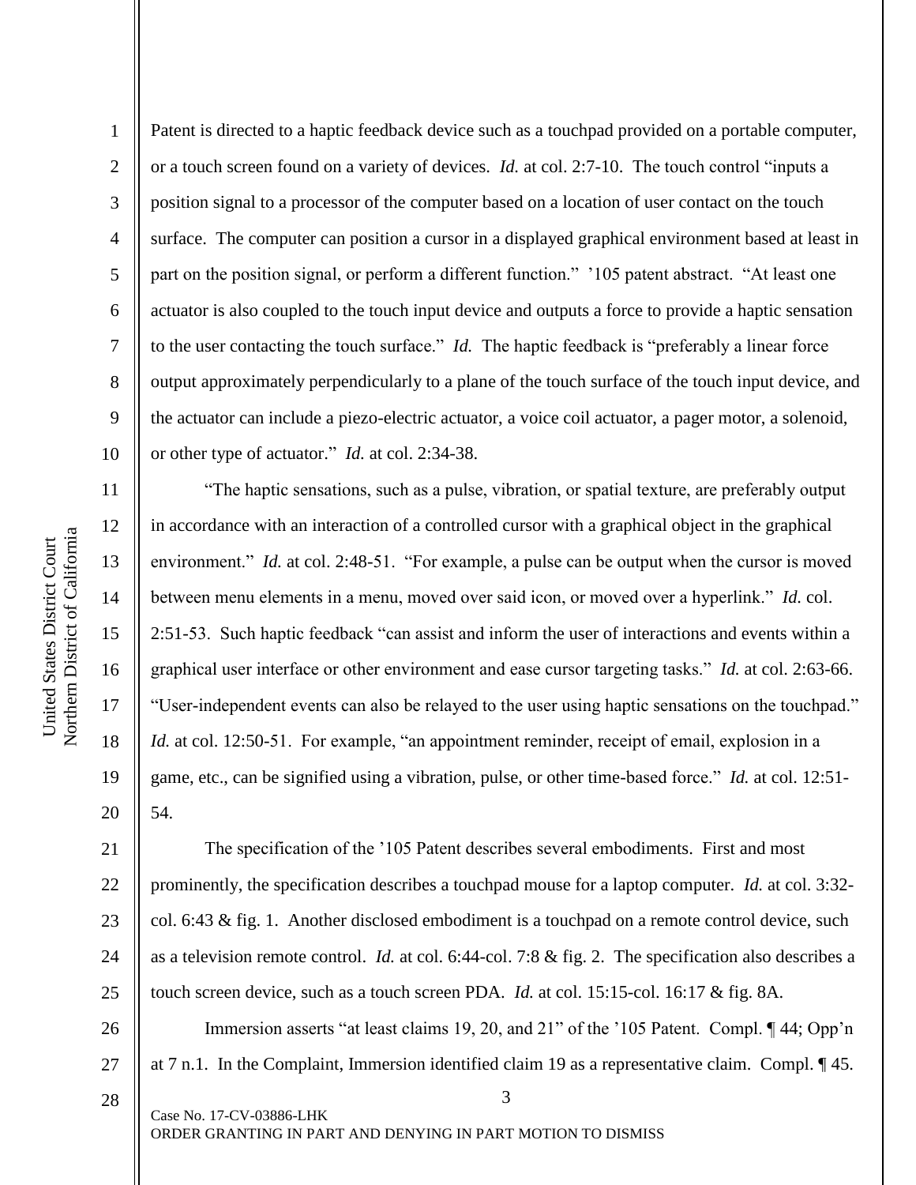Patent is directed to a haptic feedback device such as a touchpad provided on a portable computer, or a touch screen found on a variety of devices. *Id.* at col. 2:7-10. The touch control "inputs a position signal to a processor of the computer based on a location of user contact on the touch surface. The computer can position a cursor in a displayed graphical environment based at least in part on the position signal, or perform a different function." '105 patent abstract. "At least one actuator is also coupled to the touch input device and outputs a force to provide a haptic sensation to the user contacting the touch surface." *Id.* The haptic feedback is "preferably a linear force output approximately perpendicularly to a plane of the touch surface of the touch input device, and the actuator can include a piezo-electric actuator, a voice coil actuator, a pager motor, a solenoid, or other type of actuator." *Id.* at col. 2:34-38.

"The haptic sensations, such as a pulse, vibration, or spatial texture, are preferably output in accordance with an interaction of a controlled cursor with a graphical object in the graphical environment." *Id.* at col. 2:48-51. "For example, a pulse can be output when the cursor is moved between menu elements in a menu, moved over said icon, or moved over a hyperlink." *Id.* col. 2:51-53. Such haptic feedback "can assist and inform the user of interactions and events within a graphical user interface or other environment and ease cursor targeting tasks." *Id.* at col. 2:63-66. "User-independent events can also be relayed to the user using haptic sensations on the touchpad." *Id.* at col. 12:50-51. For example, "an appointment reminder, receipt of email, explosion in a game, etc., can be signified using a vibration, pulse, or other time-based force." *Id.* at col. 12:51-54.

The specification of the '105 Patent describes several embodiments. First and most prominently, the specification describes a touchpad mouse for a laptop computer. *Id.* at col. 3:32-col. 6:43 & fig. 1. Another disclosed embodiment is a touchpad on a remote control device, such as a television remote control. *Id.* at col. 6:44-col. 7:8 & fig. 2. The specification also describes a touch screen device, such as a touch screen PDA. *Id.* at col. 15:15-col. 16:17 & fig. 8A.

Immersion asserts "at least claims 19, 20, and 21" of the '105 Patent. Compl. ¶ 44; Opp'n at 7 n.1. In the Complaint, Immersion identified claim 19 as a representative claim. Compl. ¶ 45.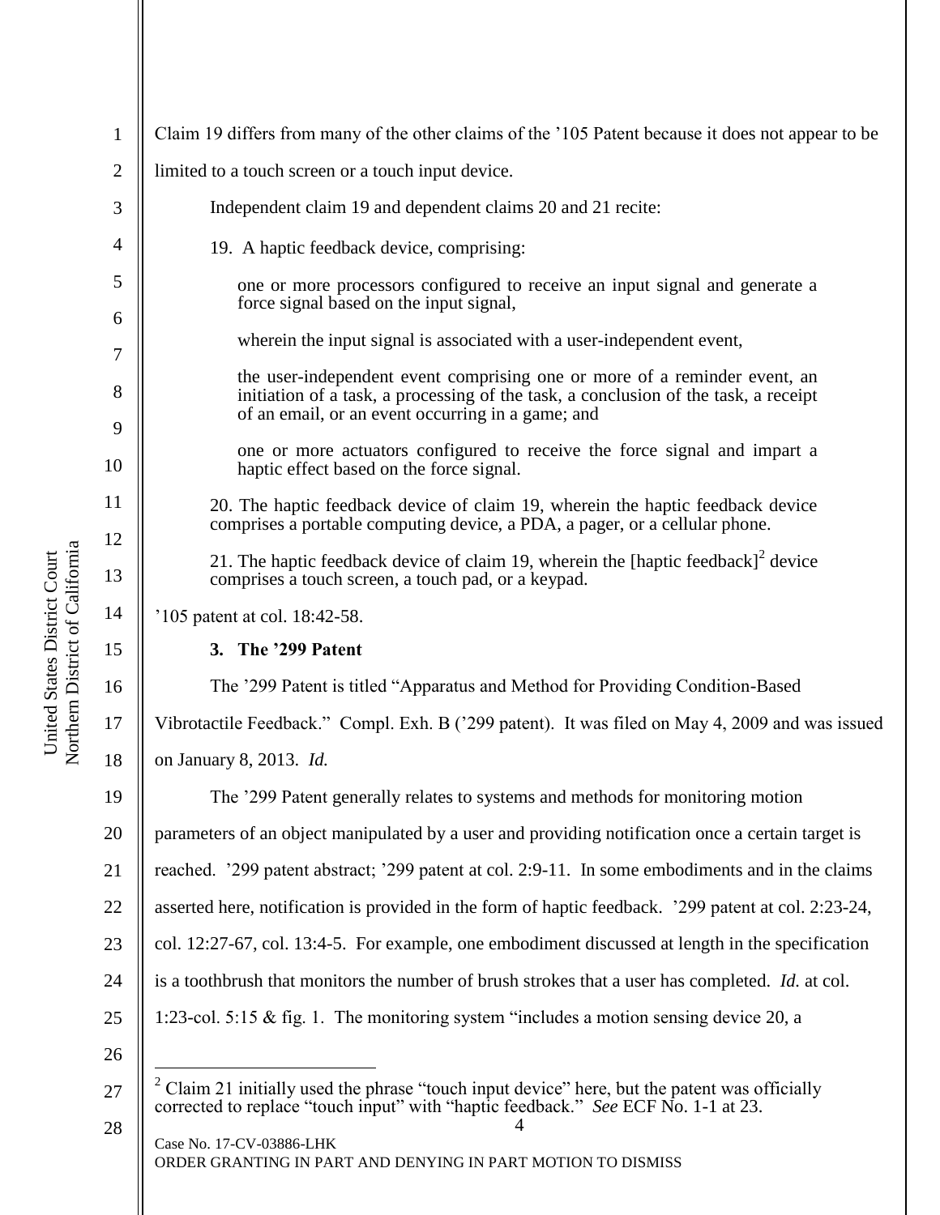Claim 19 differs from many of the other claims of the '105 Patent because it does not appear to be limited to a touch screen or a touch input device.

Independent claim 19 and dependent claims 20 and 21 recite:

> 19. A haptic feedback device, comprising:
>
> one or more processors configured to receive an input signal and generate a force signal based on the input signal,
>
> wherein the input signal is associated with a user-independent event,
>
> the user-independent event comprising one or more of a reminder event, an initiation of a task, a processing of the task, a conclusion of the task, a receipt of an email, or an event occurring in a game; and
>
> one or more actuators configured to receive the force signal and impart a haptic effect based on the force signal.
>
> 20. The haptic feedback device of claim 19, wherein the haptic feedback device comprises a portable computing device, a PDA, a pager, or a cellular phone.
>
> 21. The haptic feedback device of claim 19, wherein the [haptic feedback][2] device comprises a touch screen, a touch pad, or a keypad.

'105 patent at col. 18:42-58.

### 3. The '299 Patent

The '299 Patent is titled "Apparatus and Method for Providing Condition-Based Vibrotactile Feedback." Compl. Exh. B ('299 patent). It was filed on May 4, 2009 and was issued on January 8, 2013. *Id.*

The '299 Patent generally relates to systems and methods for monitoring motion parameters of an object manipulated by a user and providing notification once a certain target is reached. '299 patent abstract; '299 patent at col. 2:9-11. In some embodiments and in the claims asserted here, notification is provided in the form of haptic feedback. '299 patent at col. 2:23-24, col. 12:27-67, col. 13:4-5. For example, one embodiment discussed at length in the specification is a toothbrush that monitors the number of brush strokes that a user has completed. *Id.* at col. 1:23-col. 5:15 & fig. 1. The monitoring system "includes a motion sensing device 20, a

---

[2] Claim 21 initially used the phrase "touch input device" here, but the patent was officially corrected to replace "touch input" with "haptic feedback." *See* ECF No. 1-1 at 23.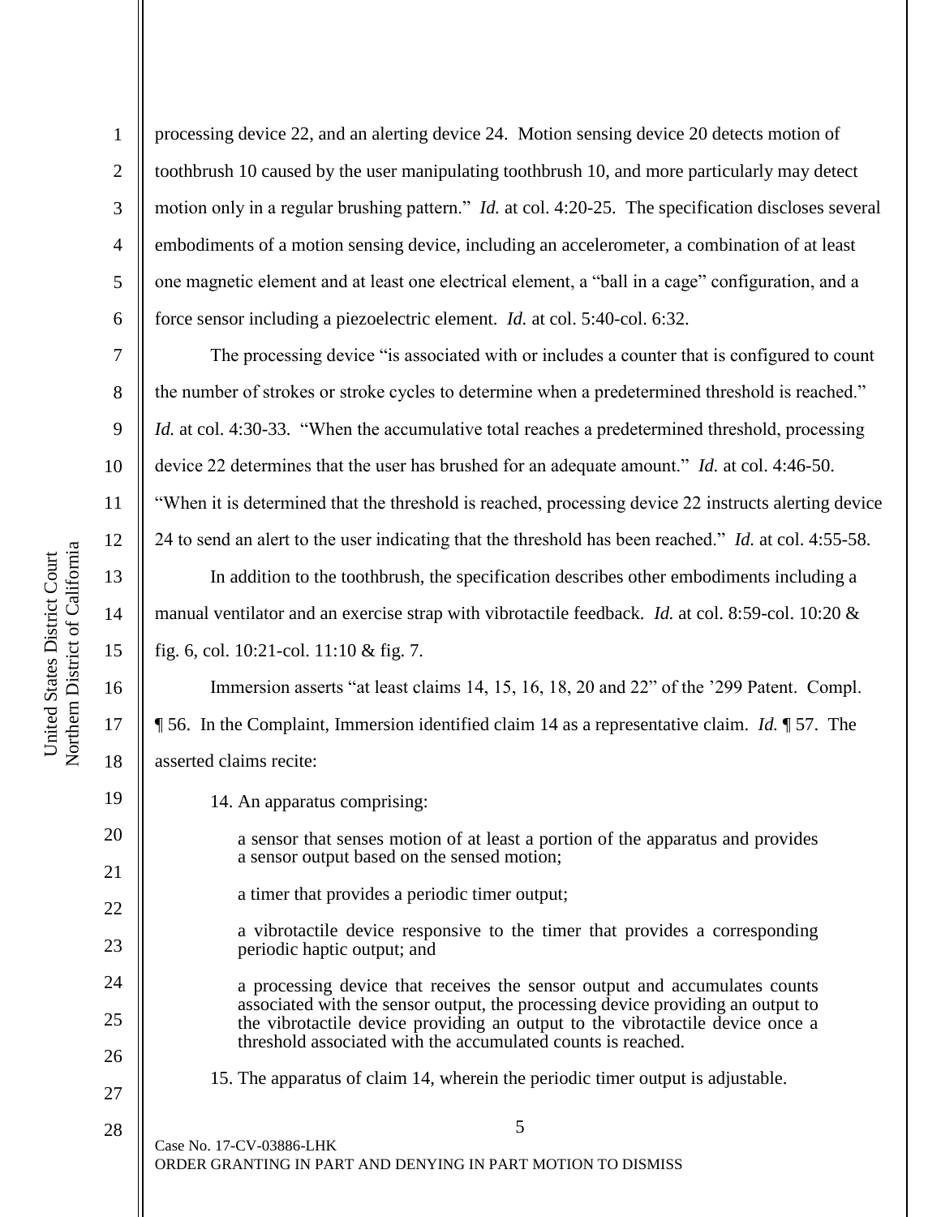processing device 22, and an alerting device 24. Motion sensing device 20 detects motion of toothbrush 10 caused by the user manipulating toothbrush 10, and more particularly may detect motion only in a regular brushing pattern." *Id.* at col. 4:20-25. The specification discloses several embodiments of a motion sensing device, including an accelerometer, a combination of at least one magnetic element and at least one electrical element, a "ball in a cage" configuration, and a force sensor including a piezoelectric element. *Id.* at col. 5:40-col. 6:32.

The processing device "is associated with or includes a counter that is configured to count the number of strokes or stroke cycles to determine when a predetermined threshold is reached." *Id.* at col. 4:30-33. "When the accumulative total reaches a predetermined threshold, processing device 22 determines that the user has brushed for an adequate amount." *Id.* at col. 4:46-50. "When it is determined that the threshold is reached, processing device 22 instructs alerting device 24 to send an alert to the user indicating that the threshold has been reached." *Id.* at col. 4:55-58.

In addition to the toothbrush, the specification describes other embodiments including a manual ventilator and an exercise strap with vibrotactile feedback. *Id.* at col. 8:59-col. 10:20 & fig. 6, col. 10:21-col. 11:10 & fig. 7.

Immersion asserts "at least claims 14, 15, 16, 18, 20 and 22" of the '299 Patent. Compl. ¶ 56. In the Complaint, Immersion identified claim 14 as a representative claim. *Id.* ¶ 57. The asserted claims recite:

> 14. An apparatus comprising:
>
> a sensor that senses motion of at least a portion of the apparatus and provides a sensor output based on the sensed motion;
>
> a timer that provides a periodic timer output;
>
> a vibrotactile device responsive to the timer that provides a corresponding periodic haptic output; and
>
> a processing device that receives the sensor output and accumulates counts associated with the sensor output, the processing device providing an output to the vibrotactile device providing an output to the vibrotactile device once a threshold associated with the accumulated counts is reached.
>
> 15. The apparatus of claim 14, wherein the periodic timer output is adjustable.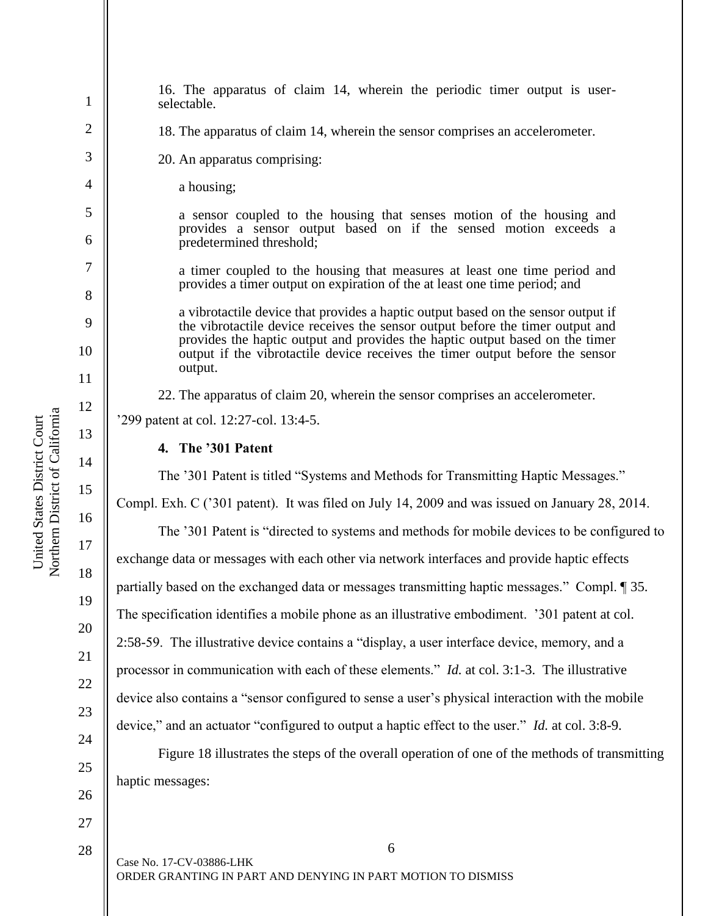16. The apparatus of claim 14, wherein the periodic timer output is user-selectable.

18. The apparatus of claim 14, wherein the sensor comprises an accelerometer.

20. An apparatus comprising:

a housing;

a sensor coupled to the housing that senses motion of the housing and provides a sensor output based on if the sensed motion exceeds a predetermined threshold;

a timer coupled to the housing that measures at least one time period and provides a timer output on expiration of the at least one time period; and

a vibrotactile device that provides a haptic output based on the sensor output if the vibrotactile device receives the sensor output before the timer output and provides the haptic output and provides the haptic output based on the timer output if the vibrotactile device receives the timer output before the sensor output.

22. The apparatus of claim 20, wherein the sensor comprises an accelerometer.

'299 patent at col. 12:27-col. 13:4-5.

**4. The '301 Patent**

The '301 Patent is titled "Systems and Methods for Transmitting Haptic Messages." Compl. Exh. C ('301 patent). It was filed on July 14, 2009 and was issued on January 28, 2014.

The '301 Patent is "directed to systems and methods for mobile devices to be configured to exchange data or messages with each other via network interfaces and provide haptic effects partially based on the exchanged data or messages transmitting haptic messages." Compl. ¶ 35. The specification identifies a mobile phone as an illustrative embodiment. '301 patent at col. 2:58-59. The illustrative device contains a "display, a user interface device, memory, and a processor in communication with each of these elements." *Id.* at col. 3:1-3. The illustrative device also contains a "sensor configured to sense a user's physical interaction with the mobile device," and an actuator "configured to output a haptic effect to the user." *Id.* at col. 3:8-9.

Figure 18 illustrates the steps of the overall operation of one of the methods of transmitting haptic messages: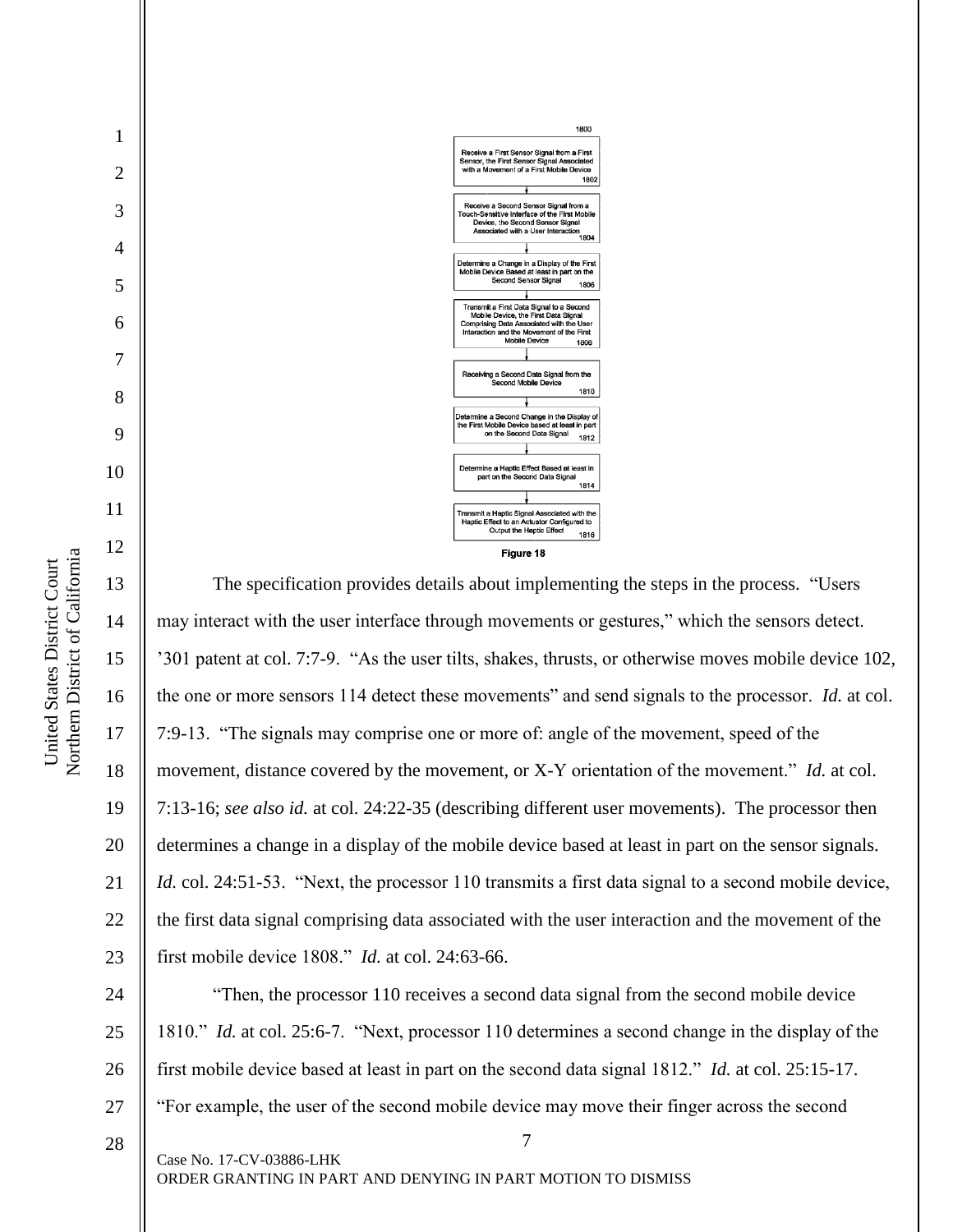1800

Receive a First Sensor Signal from a First Sensor, the First Sensor Signal Associated with a Movement of a First Mobile Device 1802

Receive a Second Sensor Signal from a Touch-Sensitive Interface of the First Mobile Device, the Second Sensor Signal Associated with a User Interaction 1804

Determine a Change in a Display of the First Mobile Device Based at least in part on the Second Sensor Signal 1806

Transmit a First Data Signal to a Second Mobile Device, the First Data Signal Comprising Data Associated with the User Interaction and the Movement of the First Mobile Device 1808

Receiving a Second Data Signal from the Second Mobile Device 1810

Determine a Second Change in the Display of the First Mobile Device based at least in part on the Second Data Signal 1812

Determine a Haptic Effect Based at least in part on the Second Data Signal 1814

Transmit a Haptic Signal Associated with the Haptic Effect to an Actuator Configured to Output the Haptic Effect 1816

**Figure 18**

The specification provides details about implementing the steps in the process. "Users may interact with the user interface through movements or gestures," which the sensors detect. '301 patent at col. 7:7-9. "As the user tilts, shakes, thrusts, or otherwise moves mobile device 102, the one or more sensors 114 detect these movements" and send signals to the processor. *Id.* at col. 7:9-13. "The signals may comprise one or more of: angle of the movement, speed of the movement, distance covered by the movement, or X-Y orientation of the movement." *Id.* at col. 7:13-16; *see also id.* at col. 24:22-35 (describing different user movements). The processor then determines a change in a display of the mobile device based at least in part on the sensor signals. *Id.* col. 24:51-53. "Next, the processor 110 transmits a first data signal to a second mobile device, the first data signal comprising data associated with the user interaction and the movement of the first mobile device 1808." *Id.* at col. 24:63-66.

"Then, the processor 110 receives a second data signal from the second mobile device 1810." *Id.* at col. 25:6-7. "Next, processor 110 determines a second change in the display of the first mobile device based at least in part on the second data signal 1812." *Id.* at col. 25:15-17. "For example, the user of the second mobile device may move their finger across the second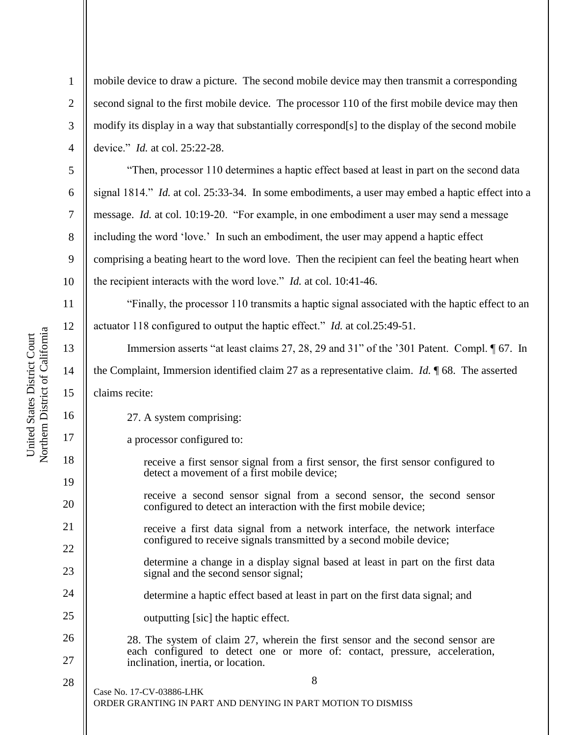mobile device to draw a picture. The second mobile device may then transmit a corresponding second signal to the first mobile device. The processor 110 of the first mobile device may then modify its display in a way that substantially correspond[s] to the display of the second mobile device." *Id.* at col. 25:22-28.

"Then, processor 110 determines a haptic effect based at least in part on the second data signal 1814." *Id.* at col. 25:33-34. In some embodiments, a user may embed a haptic effect into a message. *Id.* at col. 10:19-20. "For example, in one embodiment a user may send a message including the word 'love.' In such an embodiment, the user may append a haptic effect comprising a beating heart to the word love. Then the recipient can feel the beating heart when the recipient interacts with the word love." *Id.* at col. 10:41-46.

"Finally, the processor 110 transmits a haptic signal associated with the haptic effect to an actuator 118 configured to output the haptic effect." *Id.* at col.25:49-51.

Immersion asserts "at least claims 27, 28, 29 and 31" of the '301 Patent. Compl. ¶ 67. In the Complaint, Immersion identified claim 27 as a representative claim. *Id.* ¶ 68. The asserted claims recite:

> 27. A system comprising:
>
> a processor configured to:
>
> > receive a first sensor signal from a first sensor, the first sensor configured to detect a movement of a first mobile device;
> >
> > receive a second sensor signal from a second sensor, the second sensor configured to detect an interaction with the first mobile device;
> >
> > receive a first data signal from a network interface, the network interface configured to receive signals transmitted by a second mobile device;
> >
> > determine a change in a display signal based at least in part on the first data signal and the second sensor signal;
> >
> > determine a haptic effect based at least in part on the first data signal; and
> >
> > outputting [sic] the haptic effect.
>
> 28. The system of claim 27, wherein the first sensor and the second sensor are each configured to detect one or more of: contact, pressure, acceleration, inclination, inertia, or location.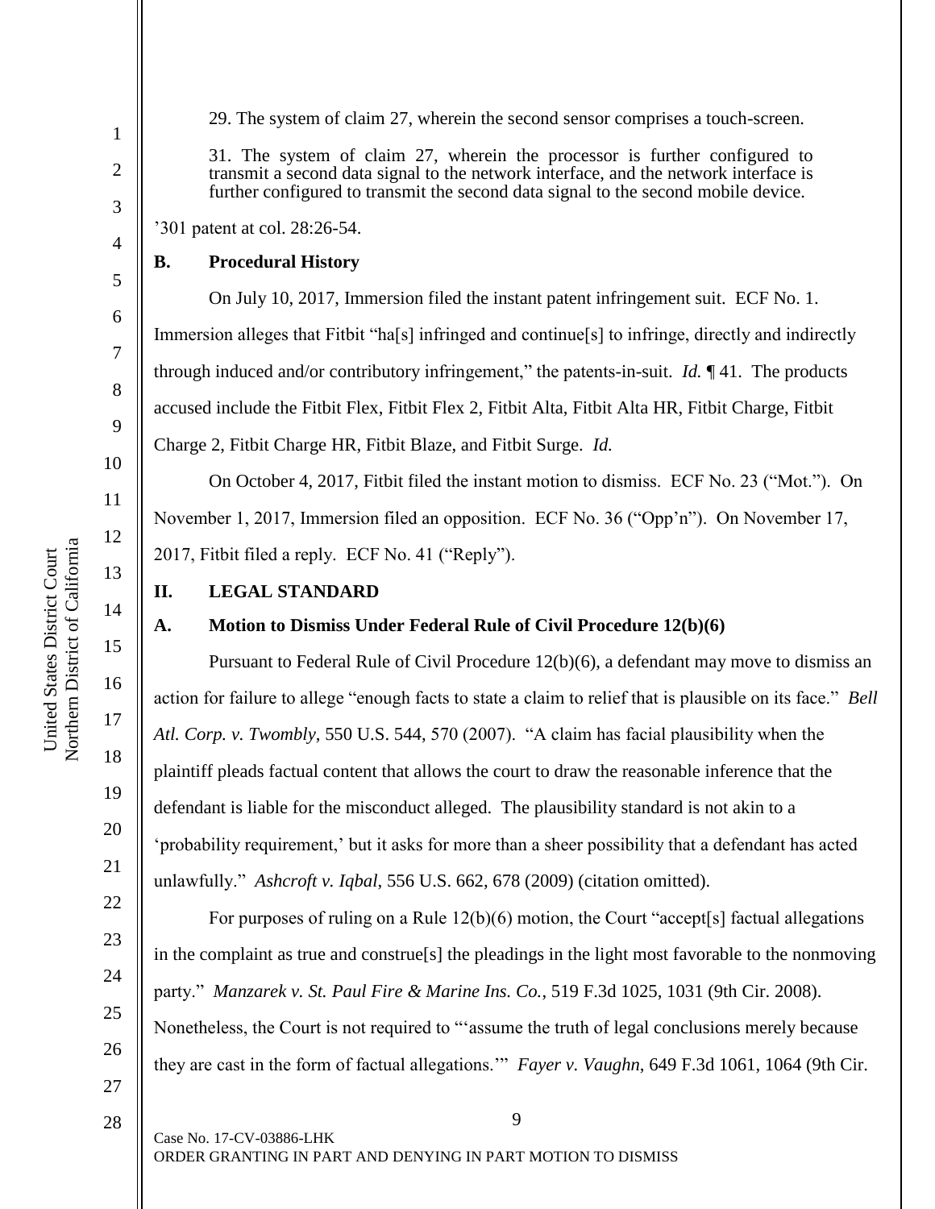29. The system of claim 27, wherein the second sensor comprises a touch-screen.

31. The system of claim 27, wherein the processor is further configured to transmit a second data signal to the network interface, and the network interface is further configured to transmit the second data signal to the second mobile device.

'301 patent at col. 28:26-54.

### B. Procedural History

On July 10, 2017, Immersion filed the instant patent infringement suit. ECF No. 1. Immersion alleges that Fitbit "ha[s] infringed and continue[s] to infringe, directly and indirectly through induced and/or contributory infringement," the patents-in-suit. *Id.* ¶ 41. The products accused include the Fitbit Flex, Fitbit Flex 2, Fitbit Alta, Fitbit Alta HR, Fitbit Charge, Fitbit Charge 2, Fitbit Charge HR, Fitbit Blaze, and Fitbit Surge. *Id.*

On October 4, 2017, Fitbit filed the instant motion to dismiss. ECF No. 23 ("Mot."). On November 1, 2017, Immersion filed an opposition. ECF No. 36 ("Opp'n"). On November 17, 2017, Fitbit filed a reply. ECF No. 41 ("Reply").

## II. LEGAL STANDARD

### A. Motion to Dismiss Under Federal Rule of Civil Procedure 12(b)(6)

Pursuant to Federal Rule of Civil Procedure 12(b)(6), a defendant may move to dismiss an action for failure to allege "enough facts to state a claim to relief that is plausible on its face." *Bell Atl. Corp. v. Twombly*, 550 U.S. 544, 570 (2007). "A claim has facial plausibility when the plaintiff pleads factual content that allows the court to draw the reasonable inference that the defendant is liable for the misconduct alleged. The plausibility standard is not akin to a 'probability requirement,' but it asks for more than a sheer possibility that a defendant has acted unlawfully." *Ashcroft v. Iqbal*, 556 U.S. 662, 678 (2009) (citation omitted).

For purposes of ruling on a Rule 12(b)(6) motion, the Court "accept[s] factual allegations in the complaint as true and construe[s] the pleadings in the light most favorable to the nonmoving party." *Manzarek v. St. Paul Fire & Marine Ins. Co.*, 519 F.3d 1025, 1031 (9th Cir. 2008). Nonetheless, the Court is not required to "'assume the truth of legal conclusions merely because they are cast in the form of factual allegations.'" *Fayer v. Vaughn*, 649 F.3d 1061, 1064 (9th Cir.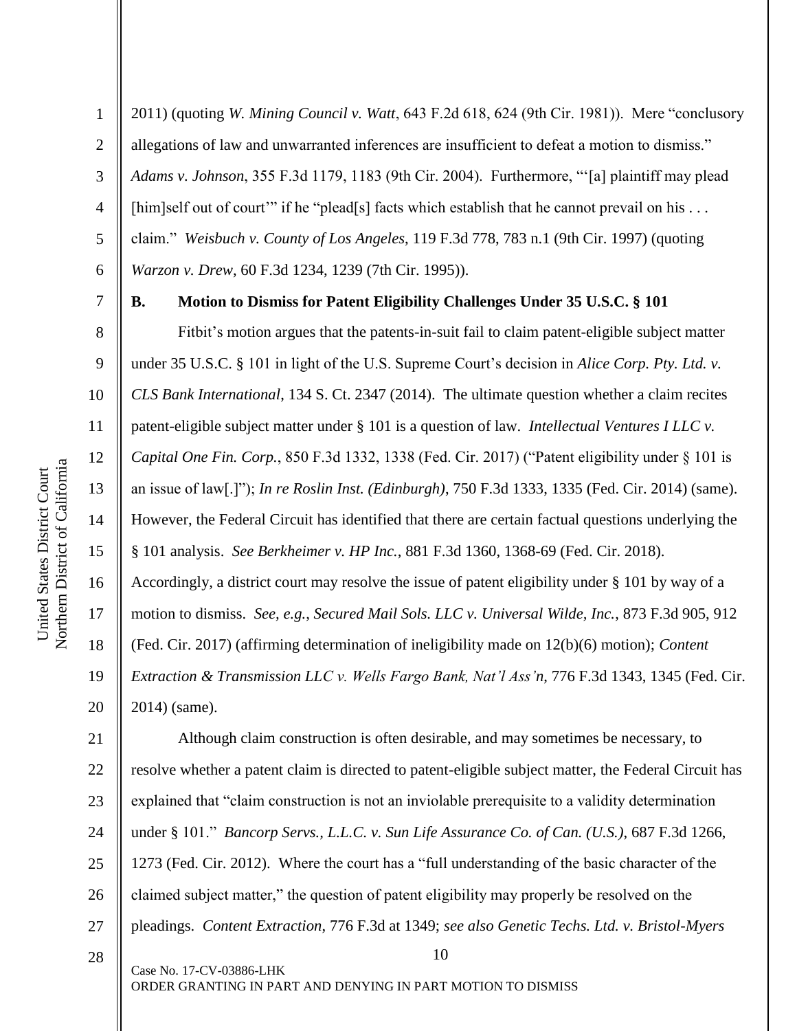2011) (quoting *W. Mining Council v. Watt*, 643 F.2d 618, 624 (9th Cir. 1981)). Mere "conclusory allegations of law and unwarranted inferences are insufficient to defeat a motion to dismiss." *Adams v. Johnson*, 355 F.3d 1179, 1183 (9th Cir. 2004). Furthermore, "'[a] plaintiff may plead [him]self out of court'" if he "plead[s] facts which establish that he cannot prevail on his . . . claim." *Weisbuch v. County of Los Angeles*, 119 F.3d 778, 783 n.1 (9th Cir. 1997) (quoting *Warzon v. Drew*, 60 F.3d 1234, 1239 (7th Cir. 1995)).

**B. Motion to Dismiss for Patent Eligibility Challenges Under 35 U.S.C. § 101**

Fitbit's motion argues that the patents-in-suit fail to claim patent-eligible subject matter under 35 U.S.C. § 101 in light of the U.S. Supreme Court's decision in *Alice Corp. Pty. Ltd. v. CLS Bank International*, 134 S. Ct. 2347 (2014). The ultimate question whether a claim recites patent-eligible subject matter under § 101 is a question of law. *Intellectual Ventures I LLC v. Capital One Fin. Corp.*, 850 F.3d 1332, 1338 (Fed. Cir. 2017) ("Patent eligibility under § 101 is an issue of law[.]"); *In re Roslin Inst. (Edinburgh)*, 750 F.3d 1333, 1335 (Fed. Cir. 2014) (same). However, the Federal Circuit has identified that there are certain factual questions underlying the § 101 analysis. *See Berkheimer v. HP Inc.*, 881 F.3d 1360, 1368-69 (Fed. Cir. 2018). Accordingly, a district court may resolve the issue of patent eligibility under § 101 by way of a motion to dismiss. *See, e.g., Secured Mail Sols. LLC v. Universal Wilde, Inc.*, 873 F.3d 905, 912 (Fed. Cir. 2017) (affirming determination of ineligibility made on 12(b)(6) motion); *Content Extraction & Transmission LLC v. Wells Fargo Bank, Nat'l Ass'n*, 776 F.3d 1343, 1345 (Fed. Cir. 2014) (same).

Although claim construction is often desirable, and may sometimes be necessary, to resolve whether a patent claim is directed to patent-eligible subject matter, the Federal Circuit has explained that "claim construction is not an inviolable prerequisite to a validity determination under § 101." *Bancorp Servs., L.L.C. v. Sun Life Assurance Co. of Can. (U.S.)*, 687 F.3d 1266, 1273 (Fed. Cir. 2012). Where the court has a "full understanding of the basic character of the claimed subject matter," the question of patent eligibility may properly be resolved on the pleadings. *Content Extraction*, 776 F.3d at 1349; *see also Genetic Techs. Ltd. v. Bristol-Myers*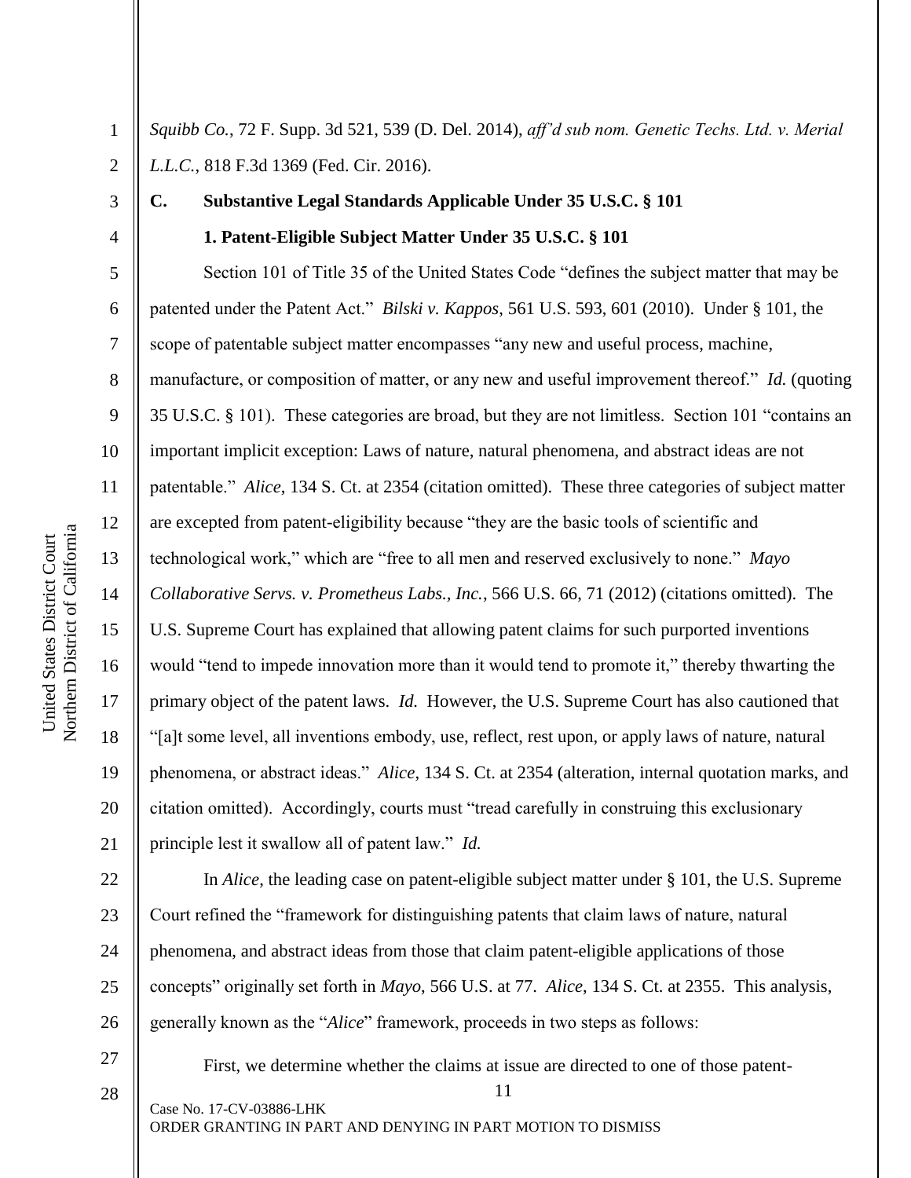*Squibb Co.*, 72 F. Supp. 3d 521, 539 (D. Del. 2014), *aff'd sub nom. Genetic Techs. Ltd. v. Merial L.L.C.*, 818 F.3d 1369 (Fed. Cir. 2016).

### C. Substantive Legal Standards Applicable Under 35 U.S.C. § 101

#### 1. Patent-Eligible Subject Matter Under 35 U.S.C. § 101

Section 101 of Title 35 of the United States Code "defines the subject matter that may be patented under the Patent Act." *Bilski v. Kappos*, 561 U.S. 593, 601 (2010). Under § 101, the scope of patentable subject matter encompasses "any new and useful process, machine, manufacture, or composition of matter, or any new and useful improvement thereof." *Id.* (quoting 35 U.S.C. § 101). These categories are broad, but they are not limitless. Section 101 "contains an important implicit exception: Laws of nature, natural phenomena, and abstract ideas are not patentable." *Alice*, 134 S. Ct. at 2354 (citation omitted). These three categories of subject matter are excepted from patent-eligibility because "they are the basic tools of scientific and technological work," which are "free to all men and reserved exclusively to none." *Mayo Collaborative Servs. v. Prometheus Labs., Inc.*, 566 U.S. 66, 71 (2012) (citations omitted). The U.S. Supreme Court has explained that allowing patent claims for such purported inventions would "tend to impede innovation more than it would tend to promote it," thereby thwarting the primary object of the patent laws. *Id.* However, the U.S. Supreme Court has also cautioned that "[a]t some level, all inventions embody, use, reflect, rest upon, or apply laws of nature, natural phenomena, or abstract ideas." *Alice*, 134 S. Ct. at 2354 (alteration, internal quotation marks, and citation omitted). Accordingly, courts must "tread carefully in construing this exclusionary principle lest it swallow all of patent law." *Id.*

In *Alice*, the leading case on patent-eligible subject matter under § 101, the U.S. Supreme Court refined the "framework for distinguishing patents that claim laws of nature, natural phenomena, and abstract ideas from those that claim patent-eligible applications of those concepts" originally set forth in *Mayo*, 566 U.S. at 77. *Alice*, 134 S. Ct. at 2355. This analysis, generally known as the "*Alice*" framework, proceeds in two steps as follows:

> First, we determine whether the claims at issue are directed to one of those patent-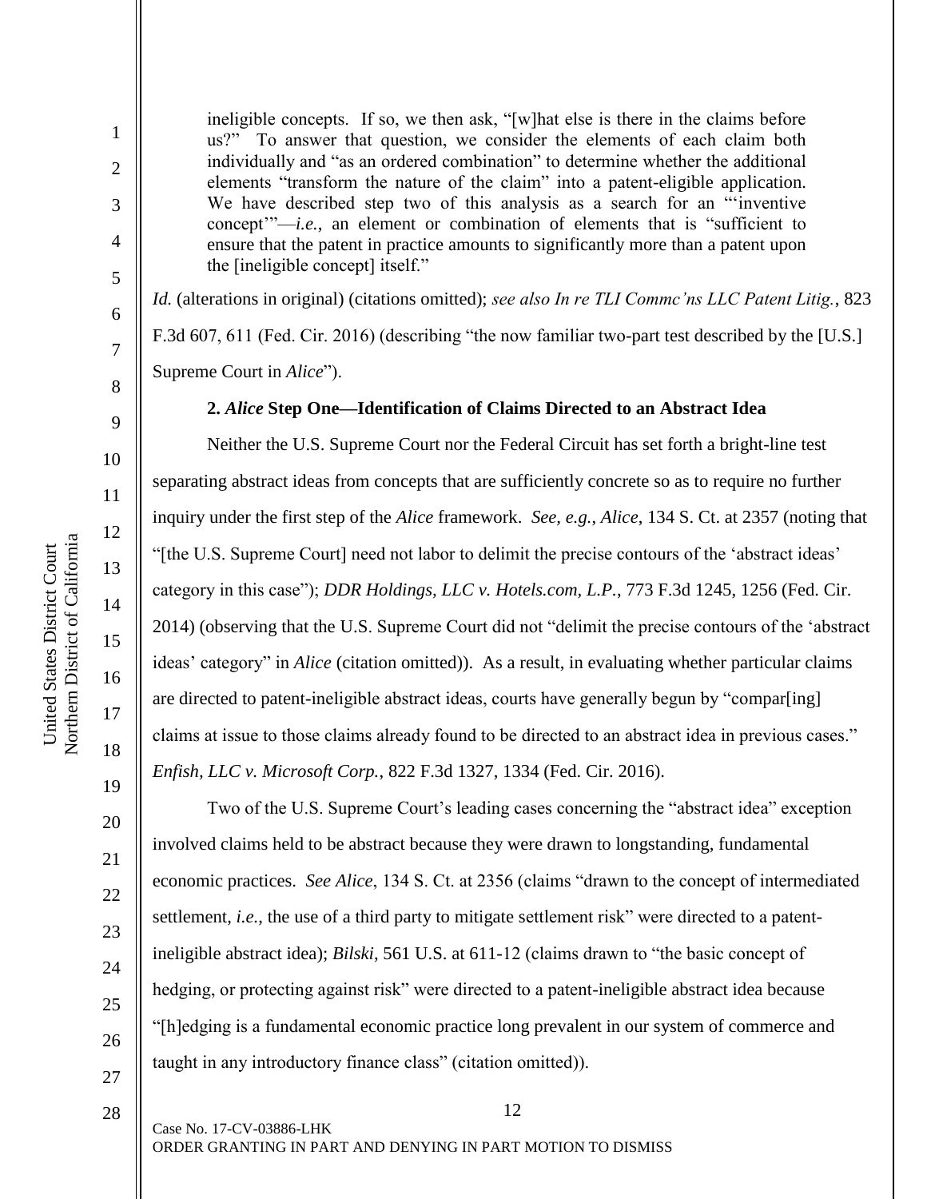> ineligible concepts. If so, we then ask, "[w]hat else is there in the claims before us?" To answer that question, we consider the elements of each claim both individually and "as an ordered combination" to determine whether the additional elements "transform the nature of the claim" into a patent-eligible application. We have described step two of this analysis as a search for an "'inventive concept'"—*i.e.*, an element or combination of elements that is "sufficient to ensure that the patent in practice amounts to significantly more than a patent upon the [ineligible concept] itself."

*Id.* (alterations in original) (citations omitted); *see also In re TLI Commc'ns LLC Patent Litig.*, 823 F.3d 607, 611 (Fed. Cir. 2016) (describing "the now familiar two-part test described by the [U.S.] Supreme Court in *Alice*").

**2. *Alice* Step One—Identification of Claims Directed to an Abstract Idea**

Neither the U.S. Supreme Court nor the Federal Circuit has set forth a bright-line test separating abstract ideas from concepts that are sufficiently concrete so as to require no further inquiry under the first step of the *Alice* framework. *See, e.g.*, *Alice*, 134 S. Ct. at 2357 (noting that "[the U.S. Supreme Court] need not labor to delimit the precise contours of the 'abstract ideas' category in this case"); *DDR Holdings, LLC v. Hotels.com, L.P.*, 773 F.3d 1245, 1256 (Fed. Cir. 2014) (observing that the U.S. Supreme Court did not "delimit the precise contours of the 'abstract ideas' category" in *Alice* (citation omitted)). As a result, in evaluating whether particular claims are directed to patent-ineligible abstract ideas, courts have generally begun by "compar[ing] claims at issue to those claims already found to be directed to an abstract idea in previous cases." *Enfish, LLC v. Microsoft Corp.*, 822 F.3d 1327, 1334 (Fed. Cir. 2016).

Two of the U.S. Supreme Court's leading cases concerning the "abstract idea" exception involved claims held to be abstract because they were drawn to longstanding, fundamental economic practices. *See Alice*, 134 S. Ct. at 2356 (claims "drawn to the concept of intermediated settlement, *i.e.*, the use of a third party to mitigate settlement risk" were directed to a patent-ineligible abstract idea); *Bilski*, 561 U.S. at 611-12 (claims drawn to "the basic concept of hedging, or protecting against risk" were directed to a patent-ineligible abstract idea because "[h]edging is a fundamental economic practice long prevalent in our system of commerce and taught in any introductory finance class" (citation omitted)).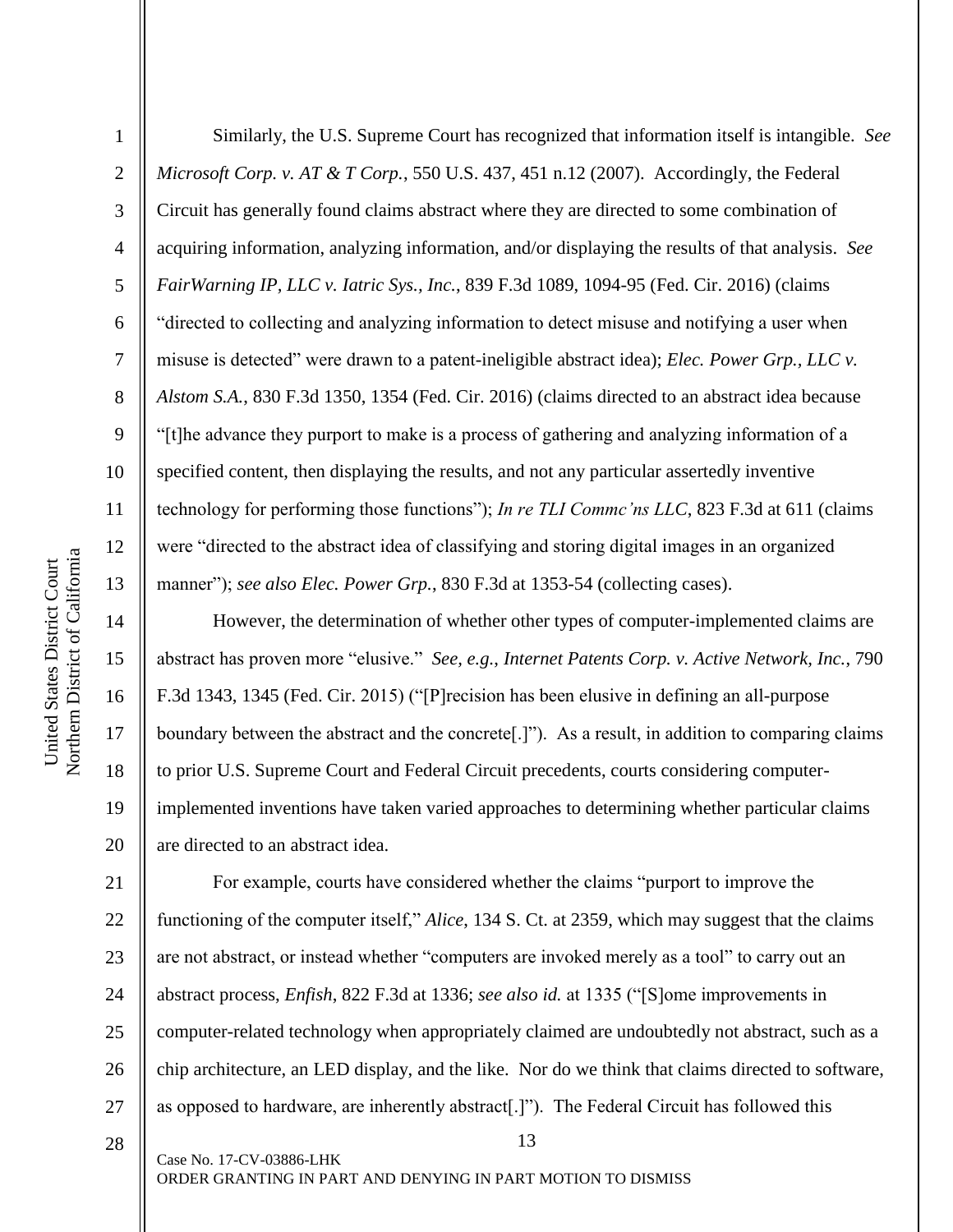Similarly, the U.S. Supreme Court has recognized that information itself is intangible. *See Microsoft Corp. v. AT & T Corp.*, 550 U.S. 437, 451 n.12 (2007). Accordingly, the Federal Circuit has generally found claims abstract where they are directed to some combination of acquiring information, analyzing information, and/or displaying the results of that analysis. *See FairWarning IP, LLC v. Iatric Sys., Inc.*, 839 F.3d 1089, 1094-95 (Fed. Cir. 2016) (claims "directed to collecting and analyzing information to detect misuse and notifying a user when misuse is detected" were drawn to a patent-ineligible abstract idea); *Elec. Power Grp., LLC v. Alstom S.A.*, 830 F.3d 1350, 1354 (Fed. Cir. 2016) (claims directed to an abstract idea because "[t]he advance they purport to make is a process of gathering and analyzing information of a specified content, then displaying the results, and not any particular assertedly inventive technology for performing those functions"); *In re TLI Commc'ns LLC*, 823 F.3d at 611 (claims were "directed to the abstract idea of classifying and storing digital images in an organized manner"); *see also Elec. Power Grp.*, 830 F.3d at 1353-54 (collecting cases).

However, the determination of whether other types of computer-implemented claims are abstract has proven more "elusive." *See, e.g.*, *Internet Patents Corp. v. Active Network, Inc.*, 790 F.3d 1343, 1345 (Fed. Cir. 2015) ("[P]recision has been elusive in defining an all-purpose boundary between the abstract and the concrete[.]"). As a result, in addition to comparing claims to prior U.S. Supreme Court and Federal Circuit precedents, courts considering computer-implemented inventions have taken varied approaches to determining whether particular claims are directed to an abstract idea.

For example, courts have considered whether the claims "purport to improve the functioning of the computer itself," *Alice*, 134 S. Ct. at 2359, which may suggest that the claims are not abstract, or instead whether "computers are invoked merely as a tool" to carry out an abstract process, *Enfish*, 822 F.3d at 1336; *see also id.* at 1335 ("[S]ome improvements in computer-related technology when appropriately claimed are undoubtedly not abstract, such as a chip architecture, an LED display, and the like. Nor do we think that claims directed to software, as opposed to hardware, are inherently abstract[.]"). The Federal Circuit has followed this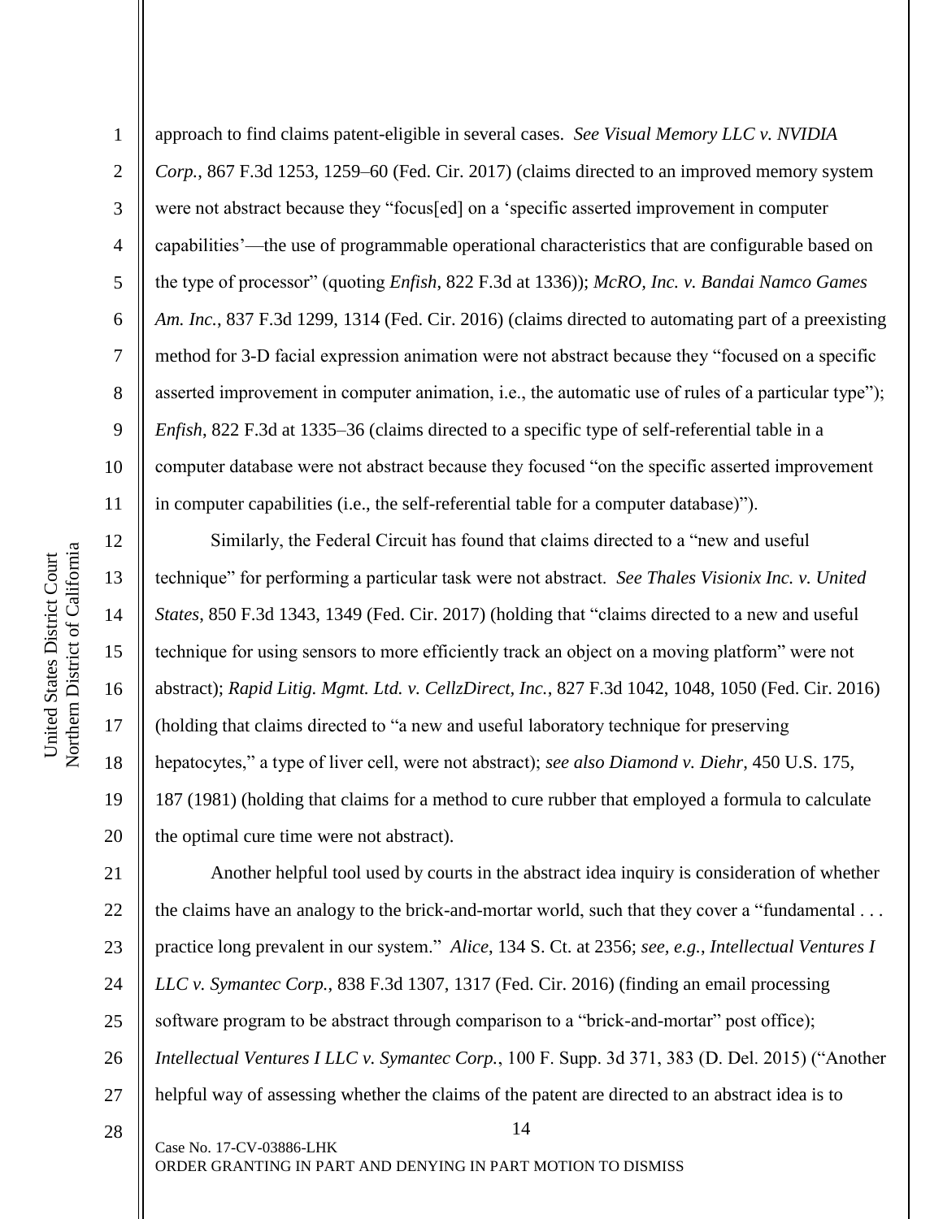approach to find claims patent-eligible in several cases. *See Visual Memory LLC v. NVIDIA Corp.*, 867 F.3d 1253, 1259–60 (Fed. Cir. 2017) (claims directed to an improved memory system were not abstract because they "focus[ed] on a 'specific asserted improvement in computer capabilities'—the use of programmable operational characteristics that are configurable based on the type of processor" (quoting *Enfish*, 822 F.3d at 1336)); *McRO, Inc. v. Bandai Namco Games Am. Inc.*, 837 F.3d 1299, 1314 (Fed. Cir. 2016) (claims directed to automating part of a preexisting method for 3-D facial expression animation were not abstract because they "focused on a specific asserted improvement in computer animation, i.e., the automatic use of rules of a particular type"); *Enfish*, 822 F.3d at 1335–36 (claims directed to a specific type of self-referential table in a computer database were not abstract because they focused "on the specific asserted improvement in computer capabilities (i.e., the self-referential table for a computer database)").

Similarly, the Federal Circuit has found that claims directed to a "new and useful technique" for performing a particular task were not abstract. *See Thales Visionix Inc. v. United States*, 850 F.3d 1343, 1349 (Fed. Cir. 2017) (holding that "claims directed to a new and useful technique for using sensors to more efficiently track an object on a moving platform" were not abstract); *Rapid Litig. Mgmt. Ltd. v. CellzDirect, Inc.*, 827 F.3d 1042, 1048, 1050 (Fed. Cir. 2016) (holding that claims directed to "a new and useful laboratory technique for preserving hepatocytes," a type of liver cell, were not abstract); *see also Diamond v. Diehr*, 450 U.S. 175, 187 (1981) (holding that claims for a method to cure rubber that employed a formula to calculate the optimal cure time were not abstract).

Another helpful tool used by courts in the abstract idea inquiry is consideration of whether the claims have an analogy to the brick-and-mortar world, such that they cover a "fundamental . . . practice long prevalent in our system." *Alice*, 134 S. Ct. at 2356; *see, e.g.*, *Intellectual Ventures I LLC v. Symantec Corp.*, 838 F.3d 1307, 1317 (Fed. Cir. 2016) (finding an email processing software program to be abstract through comparison to a "brick-and-mortar" post office); *Intellectual Ventures I LLC v. Symantec Corp.*, 100 F. Supp. 3d 371, 383 (D. Del. 2015) ("Another helpful way of assessing whether the claims of the patent are directed to an abstract idea is to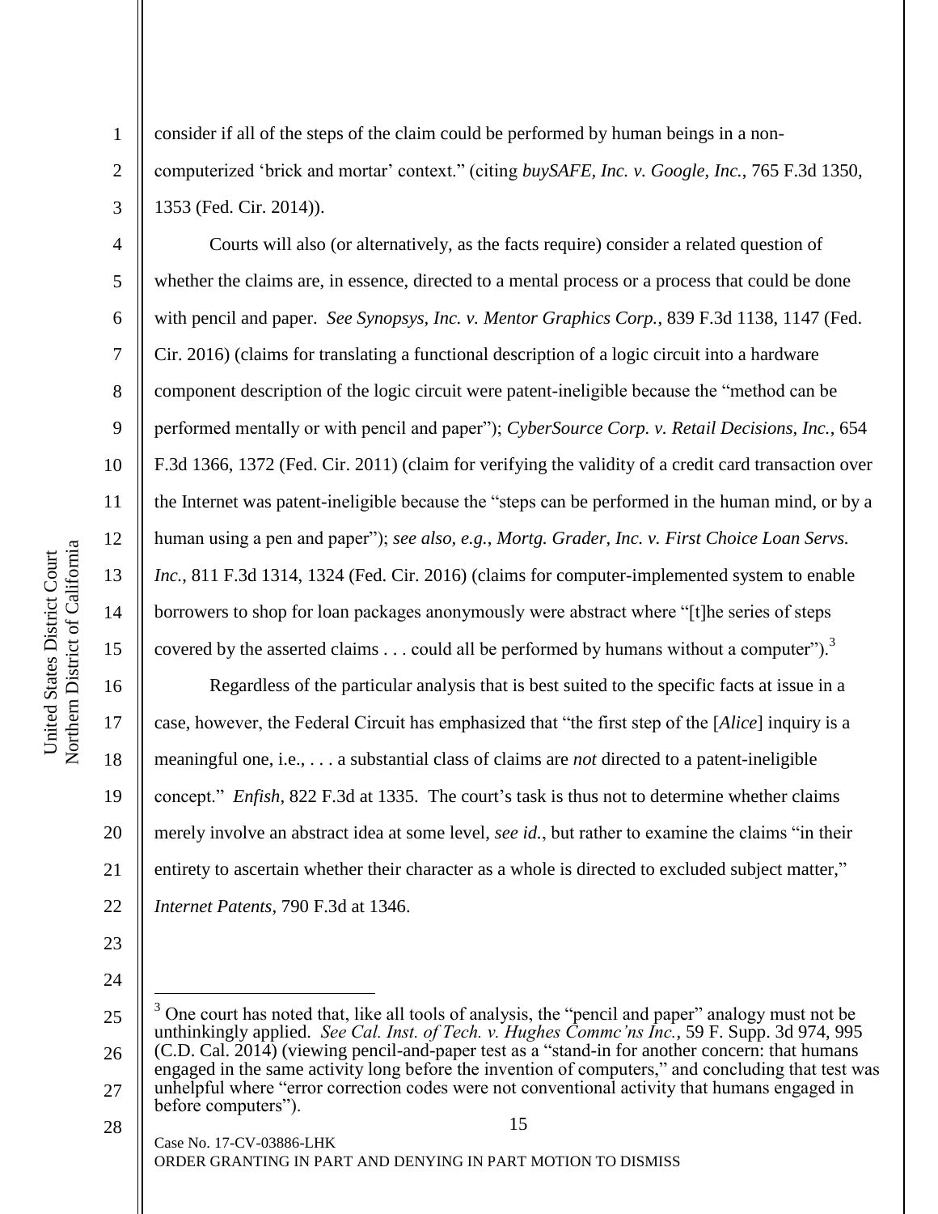consider if all of the steps of the claim could be performed by human beings in a non-computerized 'brick and mortar' context." (citing *buySAFE, Inc. v. Google, Inc.*, 765 F.3d 1350, 1353 (Fed. Cir. 2014)).

Courts will also (or alternatively, as the facts require) consider a related question of whether the claims are, in essence, directed to a mental process or a process that could be done with pencil and paper. *See Synopsys, Inc. v. Mentor Graphics Corp.*, 839 F.3d 1138, 1147 (Fed. Cir. 2016) (claims for translating a functional description of a logic circuit into a hardware component description of the logic circuit were patent-ineligible because the "method can be performed mentally or with pencil and paper"); *CyberSource Corp. v. Retail Decisions, Inc.*, 654 F.3d 1366, 1372 (Fed. Cir. 2011) (claim for verifying the validity of a credit card transaction over the Internet was patent-ineligible because the "steps can be performed in the human mind, or by a human using a pen and paper"); *see also, e.g.*, *Mortg. Grader, Inc. v. First Choice Loan Servs. Inc.*, 811 F.3d 1314, 1324 (Fed. Cir. 2016) (claims for computer-implemented system to enable borrowers to shop for loan packages anonymously were abstract where "[t]he series of steps covered by the asserted claims . . . could all be performed by humans without a computer").[3]

Regardless of the particular analysis that is best suited to the specific facts at issue in a case, however, the Federal Circuit has emphasized that "the first step of the [*Alice*] inquiry is a meaningful one, i.e., . . . a substantial class of claims are *not* directed to a patent-ineligible concept." *Enfish*, 822 F.3d at 1335. The court's task is thus not to determine whether claims merely involve an abstract idea at some level, *see id.*, but rather to examine the claims "in their entirety to ascertain whether their character as a whole is directed to excluded subject matter," *Internet Patents*, 790 F.3d at 1346.

---

[3] One court has noted that, like all tools of analysis, the "pencil and paper" analogy must not be unthinkingly applied. *See Cal. Inst. of Tech. v. Hughes Commc'ns Inc.*, 59 F. Supp. 3d 974, 995 (C.D. Cal. 2014) (viewing pencil-and-paper test as a "stand-in for another concern: that humans engaged in the same activity long before the invention of computers," and concluding that test was unhelpful where "error correction codes were not conventional activity that humans engaged in before computers").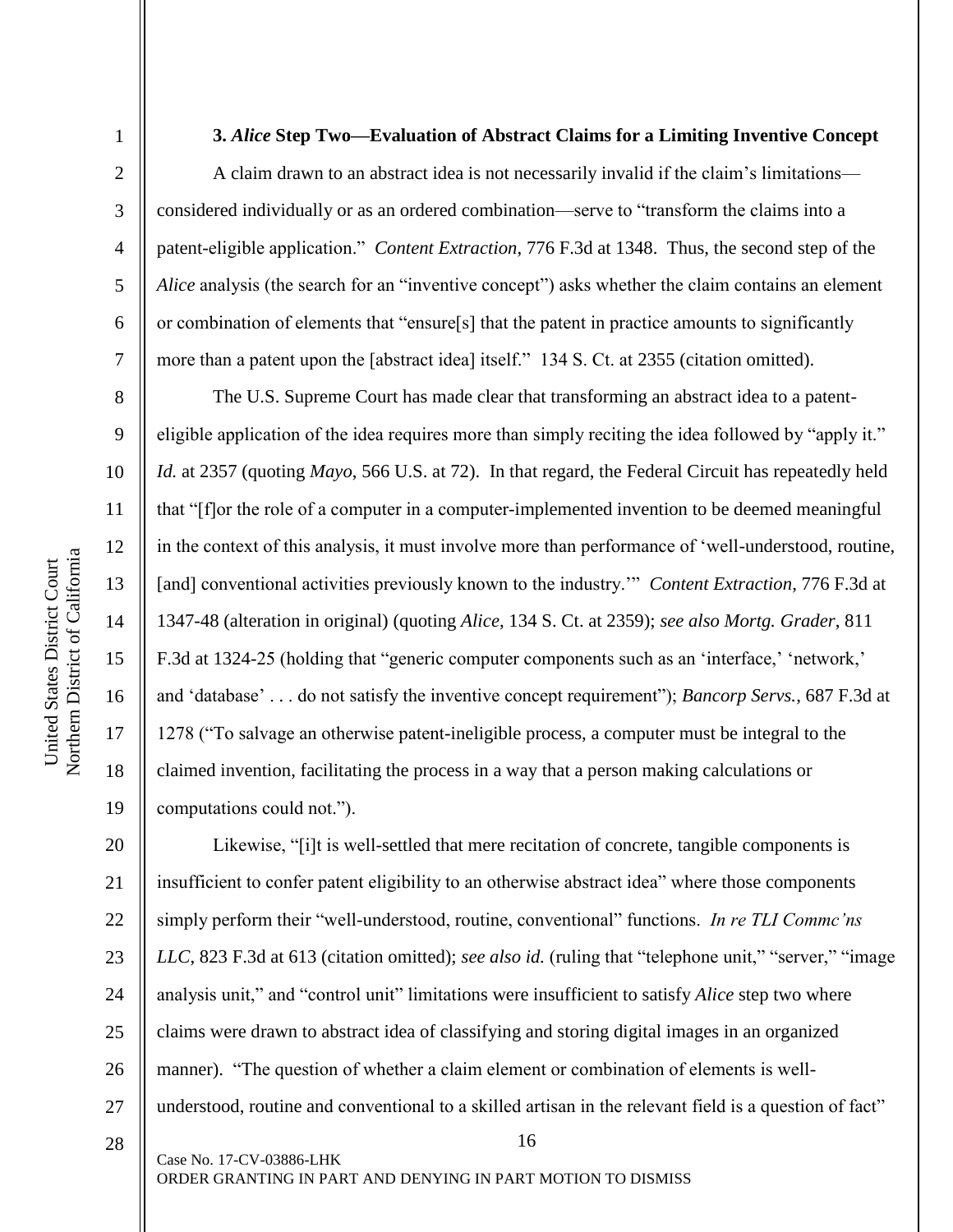### 3. *Alice* Step Two—Evaluation of Abstract Claims for a Limiting Inventive Concept

A claim drawn to an abstract idea is not necessarily invalid if the claim's limitations—considered individually or as an ordered combination—serve to "transform the claims into a patent-eligible application." *Content Extraction*, 776 F.3d at 1348. Thus, the second step of the *Alice* analysis (the search for an "inventive concept") asks whether the claim contains an element or combination of elements that "ensure[s] that the patent in practice amounts to significantly more than a patent upon the [abstract idea] itself." 134 S. Ct. at 2355 (citation omitted).

The U.S. Supreme Court has made clear that transforming an abstract idea to a patent-eligible application of the idea requires more than simply reciting the idea followed by "apply it." *Id.* at 2357 (quoting *Mayo*, 566 U.S. at 72). In that regard, the Federal Circuit has repeatedly held that "[f]or the role of a computer in a computer-implemented invention to be deemed meaningful in the context of this analysis, it must involve more than performance of 'well-understood, routine, [and] conventional activities previously known to the industry.'" *Content Extraction*, 776 F.3d at 1347-48 (alteration in original) (quoting *Alice*, 134 S. Ct. at 2359); *see also Mortg. Grader*, 811 F.3d at 1324-25 (holding that "generic computer components such as an 'interface,' 'network,' and 'database' . . . do not satisfy the inventive concept requirement"); *Bancorp Servs.*, 687 F.3d at 1278 ("To salvage an otherwise patent-ineligible process, a computer must be integral to the claimed invention, facilitating the process in a way that a person making calculations or computations could not.").

Likewise, "[i]t is well-settled that mere recitation of concrete, tangible components is insufficient to confer patent eligibility to an otherwise abstract idea" where those components simply perform their "well-understood, routine, conventional" functions. *In re TLI Commc'ns LLC*, 823 F.3d at 613 (citation omitted); *see also id.* (ruling that "telephone unit," "server," "image analysis unit," and "control unit" limitations were insufficient to satisfy *Alice* step two where claims were drawn to abstract idea of classifying and storing digital images in an organized manner). "The question of whether a claim element or combination of elements is well-understood, routine and conventional to a skilled artisan in the relevant field is a question of fact"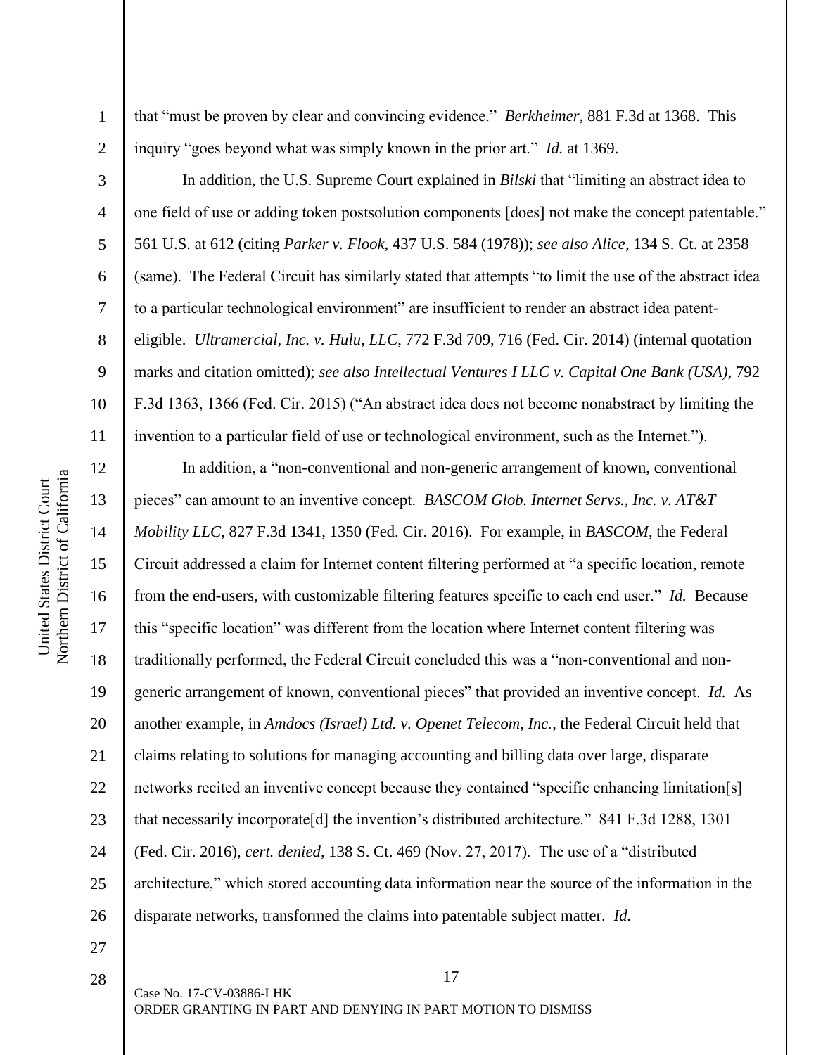that "must be proven by clear and convincing evidence." *Berkheimer*, 881 F.3d at 1368. This inquiry "goes beyond what was simply known in the prior art." *Id.* at 1369.

In addition, the U.S. Supreme Court explained in *Bilski* that "limiting an abstract idea to one field of use or adding token postsolution components [does] not make the concept patentable." 561 U.S. at 612 (citing *Parker v. Flook*, 437 U.S. 584 (1978)); *see also Alice*, 134 S. Ct. at 2358 (same). The Federal Circuit has similarly stated that attempts "to limit the use of the abstract idea to a particular technological environment" are insufficient to render an abstract idea patent-eligible. *Ultramercial, Inc. v. Hulu, LLC*, 772 F.3d 709, 716 (Fed. Cir. 2014) (internal quotation marks and citation omitted); *see also Intellectual Ventures I LLC v. Capital One Bank (USA)*, 792 F.3d 1363, 1366 (Fed. Cir. 2015) ("An abstract idea does not become nonabstract by limiting the invention to a particular field of use or technological environment, such as the Internet.").

In addition, a "non-conventional and non-generic arrangement of known, conventional pieces" can amount to an inventive concept. *BASCOM Glob. Internet Servs., Inc. v. AT&T Mobility LLC*, 827 F.3d 1341, 1350 (Fed. Cir. 2016). For example, in *BASCOM*, the Federal Circuit addressed a claim for Internet content filtering performed at "a specific location, remote from the end-users, with customizable filtering features specific to each end user." *Id.* Because this "specific location" was different from the location where Internet content filtering was traditionally performed, the Federal Circuit concluded this was a "non-conventional and non-generic arrangement of known, conventional pieces" that provided an inventive concept. *Id.* As another example, in *Amdocs (Israel) Ltd. v. Openet Telecom, Inc.*, the Federal Circuit held that claims relating to solutions for managing accounting and billing data over large, disparate networks recited an inventive concept because they contained "specific enhancing limitation[s] that necessarily incorporate[d] the invention's distributed architecture." 841 F.3d 1288, 1301 (Fed. Cir. 2016), *cert. denied*, 138 S. Ct. 469 (Nov. 27, 2017). The use of a "distributed architecture," which stored accounting data information near the source of the information in the disparate networks, transformed the claims into patentable subject matter. *Id.*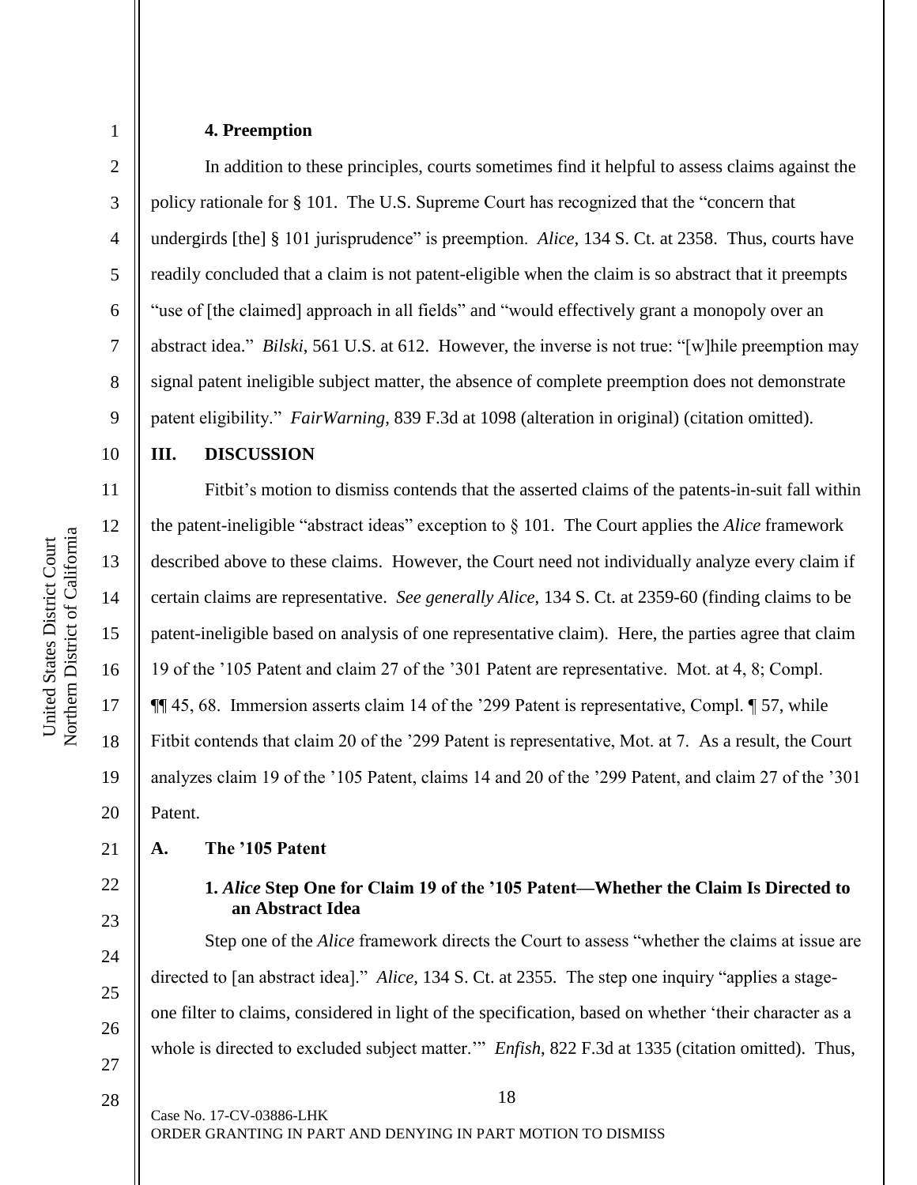#### 4. Preemption

In addition to these principles, courts sometimes find it helpful to assess claims against the policy rationale for § 101. The U.S. Supreme Court has recognized that the "concern that undergirds [the] § 101 jurisprudence" is preemption. *Alice*, 134 S. Ct. at 2358. Thus, courts have readily concluded that a claim is not patent-eligible when the claim is so abstract that it preempts "use of [the claimed] approach in all fields" and "would effectively grant a monopoly over an abstract idea." *Bilski*, 561 U.S. at 612. However, the inverse is not true: "[w]hile preemption may signal patent ineligible subject matter, the absence of complete preemption does not demonstrate patent eligibility." *FairWarning*, 839 F.3d at 1098 (alteration in original) (citation omitted).

## III. DISCUSSION

Fitbit's motion to dismiss contends that the asserted claims of the patents-in-suit fall within the patent-ineligible "abstract ideas" exception to § 101. The Court applies the *Alice* framework described above to these claims. However, the Court need not individually analyze every claim if certain claims are representative. *See generally Alice*, 134 S. Ct. at 2359-60 (finding claims to be patent-ineligible based on analysis of one representative claim). Here, the parties agree that claim 19 of the '105 Patent and claim 27 of the '301 Patent are representative. Mot. at 4, 8; Compl. ¶¶ 45, 68. Immersion asserts claim 14 of the '299 Patent is representative, Compl. ¶ 57, while Fitbit contends that claim 20 of the '299 Patent is representative, Mot. at 7. As a result, the Court analyzes claim 19 of the '105 Patent, claims 14 and 20 of the '299 Patent, and claim 27 of the '301 Patent.

### A. The '105 Patent

#### 1. *Alice* Step One for Claim 19 of the '105 Patent—Whether the Claim Is Directed to an Abstract Idea

Step one of the *Alice* framework directs the Court to assess "whether the claims at issue are directed to [an abstract idea]." *Alice*, 134 S. Ct. at 2355. The step one inquiry "applies a stage-one filter to claims, considered in light of the specification, based on whether 'their character as a whole is directed to excluded subject matter.'" *Enfish*, 822 F.3d at 1335 (citation omitted). Thus,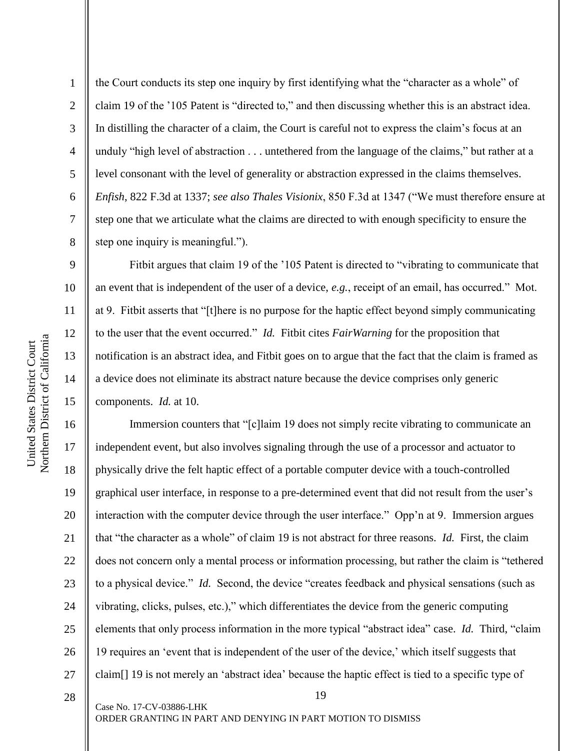the Court conducts its step one inquiry by first identifying what the "character as a whole" of claim 19 of the '105 Patent is "directed to," and then discussing whether this is an abstract idea. In distilling the character of a claim, the Court is careful not to express the claim's focus at an unduly "high level of abstraction . . . untethered from the language of the claims," but rather at a level consonant with the level of generality or abstraction expressed in the claims themselves. *Enfish*, 822 F.3d at 1337; *see also Thales Visionix*, 850 F.3d at 1347 ("We must therefore ensure at step one that we articulate what the claims are directed to with enough specificity to ensure the step one inquiry is meaningful.").

Fitbit argues that claim 19 of the '105 Patent is directed to "vibrating to communicate that an event that is independent of the user of a device, *e.g.*, receipt of an email, has occurred." Mot. at 9. Fitbit asserts that "[t]here is no purpose for the haptic effect beyond simply communicating to the user that the event occurred." *Id.* Fitbit cites *FairWarning* for the proposition that notification is an abstract idea, and Fitbit goes on to argue that the fact that the claim is framed as a device does not eliminate its abstract nature because the device comprises only generic components. *Id.* at 10.

Immersion counters that "[c]laim 19 does not simply recite vibrating to communicate an independent event, but also involves signaling through the use of a processor and actuator to physically drive the felt haptic effect of a portable computer device with a touch-controlled graphical user interface, in response to a pre-determined event that did not result from the user's interaction with the computer device through the user interface." Opp'n at 9. Immersion argues that "the character as a whole" of claim 19 is not abstract for three reasons. *Id.* First, the claim does not concern only a mental process or information processing, but rather the claim is "tethered to a physical device." *Id.* Second, the device "creates feedback and physical sensations (such as vibrating, clicks, pulses, etc.)," which differentiates the device from the generic computing elements that only process information in the more typical "abstract idea" case. *Id.* Third, "claim 19 requires an 'event that is independent of the user of the device,' which itself suggests that claim[] 19 is not merely an 'abstract idea' because the haptic effect is tied to a specific type of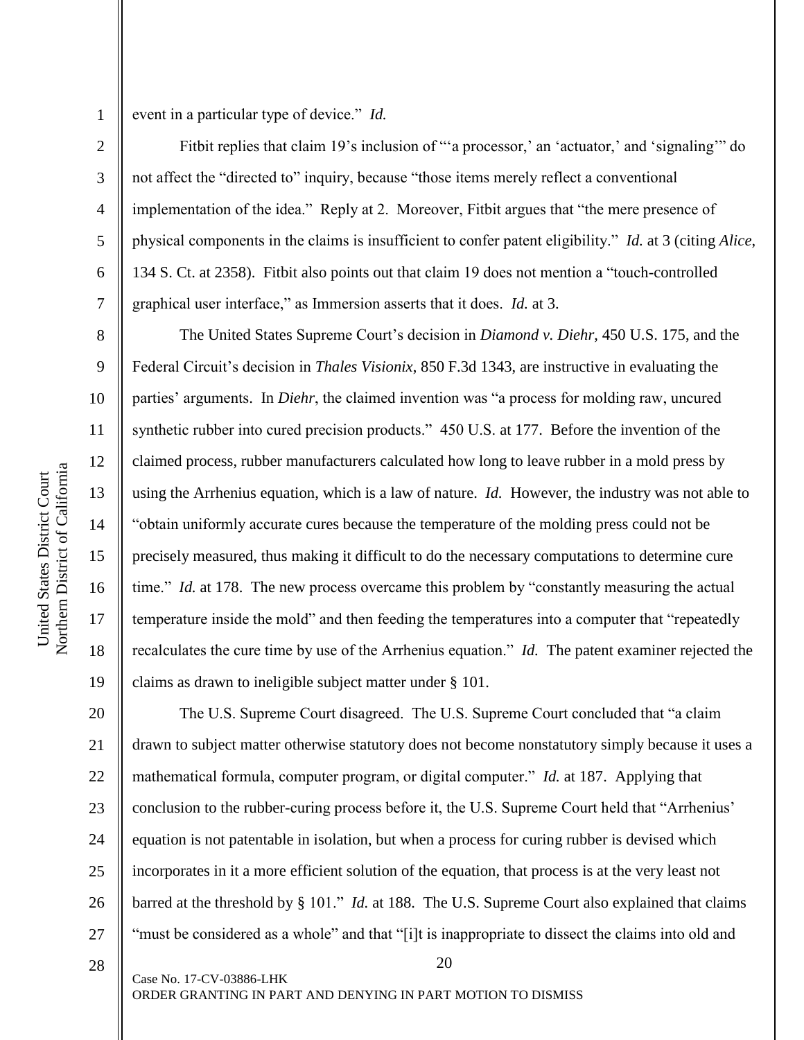event in a particular type of device." *Id.*

Fitbit replies that claim 19's inclusion of "'a processor,' an 'actuator,' and 'signaling'" do not affect the "directed to" inquiry, because "those items merely reflect a conventional implementation of the idea." Reply at 2. Moreover, Fitbit argues that "the mere presence of physical components in the claims is insufficient to confer patent eligibility." *Id.* at 3 (citing *Alice*, 134 S. Ct. at 2358). Fitbit also points out that claim 19 does not mention a "touch-controlled graphical user interface," as Immersion asserts that it does. *Id.* at 3.

The United States Supreme Court's decision in *Diamond v. Diehr*, 450 U.S. 175, and the Federal Circuit's decision in *Thales Visionix*, 850 F.3d 1343, are instructive in evaluating the parties' arguments. In *Diehr*, the claimed invention was "a process for molding raw, uncured synthetic rubber into cured precision products." 450 U.S. at 177. Before the invention of the claimed process, rubber manufacturers calculated how long to leave rubber in a mold press by using the Arrhenius equation, which is a law of nature. *Id.* However, the industry was not able to "obtain uniformly accurate cures because the temperature of the molding press could not be precisely measured, thus making it difficult to do the necessary computations to determine cure time." *Id.* at 178. The new process overcame this problem by "constantly measuring the actual temperature inside the mold" and then feeding the temperatures into a computer that "repeatedly recalculates the cure time by use of the Arrhenius equation." *Id.* The patent examiner rejected the claims as drawn to ineligible subject matter under § 101.

The U.S. Supreme Court disagreed. The U.S. Supreme Court concluded that "a claim drawn to subject matter otherwise statutory does not become nonstatutory simply because it uses a mathematical formula, computer program, or digital computer." *Id.* at 187. Applying that conclusion to the rubber-curing process before it, the U.S. Supreme Court held that "Arrhenius' equation is not patentable in isolation, but when a process for curing rubber is devised which incorporates in it a more efficient solution of the equation, that process is at the very least not barred at the threshold by § 101." *Id.* at 188. The U.S. Supreme Court also explained that claims "must be considered as a whole" and that "[i]t is inappropriate to dissect the claims into old and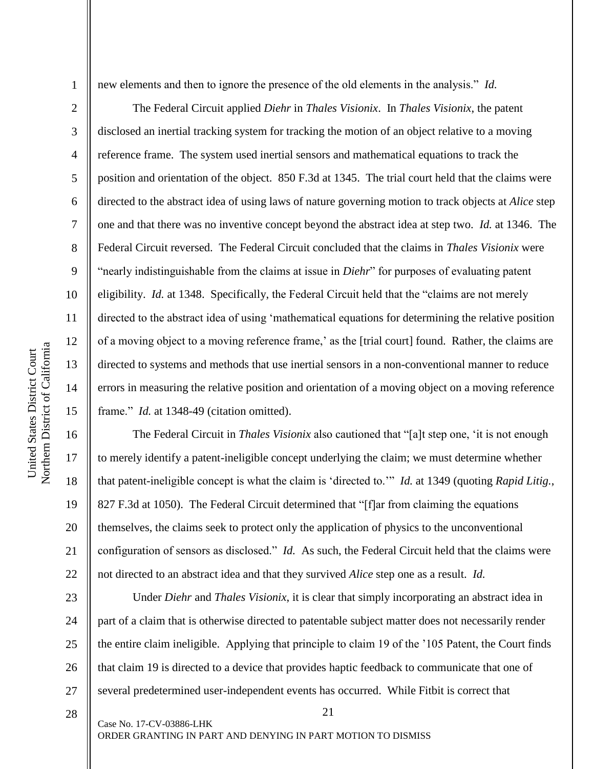new elements and then to ignore the presence of the old elements in the analysis." *Id.*

The Federal Circuit applied *Diehr* in *Thales Visionix*. In *Thales Visionix*, the patent disclosed an inertial tracking system for tracking the motion of an object relative to a moving reference frame. The system used inertial sensors and mathematical equations to track the position and orientation of the object. 850 F.3d at 1345. The trial court held that the claims were directed to the abstract idea of using laws of nature governing motion to track objects at *Alice* step one and that there was no inventive concept beyond the abstract idea at step two. *Id.* at 1346. The Federal Circuit reversed. The Federal Circuit concluded that the claims in *Thales Visionix* were "nearly indistinguishable from the claims at issue in *Diehr*" for purposes of evaluating patent eligibility. *Id.* at 1348. Specifically, the Federal Circuit held that the "claims are not merely directed to the abstract idea of using 'mathematical equations for determining the relative position of a moving object to a moving reference frame,' as the [trial court] found. Rather, the claims are directed to systems and methods that use inertial sensors in a non-conventional manner to reduce errors in measuring the relative position and orientation of a moving object on a moving reference frame." *Id.* at 1348-49 (citation omitted).

The Federal Circuit in *Thales Visionix* also cautioned that "[a]t step one, 'it is not enough to merely identify a patent-ineligible concept underlying the claim; we must determine whether that patent-ineligible concept is what the claim is 'directed to.'" *Id.* at 1349 (quoting *Rapid Litig.*, 827 F.3d at 1050). The Federal Circuit determined that "[f]ar from claiming the equations themselves, the claims seek to protect only the application of physics to the unconventional configuration of sensors as disclosed." *Id.* As such, the Federal Circuit held that the claims were not directed to an abstract idea and that they survived *Alice* step one as a result. *Id.*

Under *Diehr* and *Thales Visionix*, it is clear that simply incorporating an abstract idea in part of a claim that is otherwise directed to patentable subject matter does not necessarily render the entire claim ineligible. Applying that principle to claim 19 of the '105 Patent, the Court finds that claim 19 is directed to a device that provides haptic feedback to communicate that one of several predetermined user-independent events has occurred. While Fitbit is correct that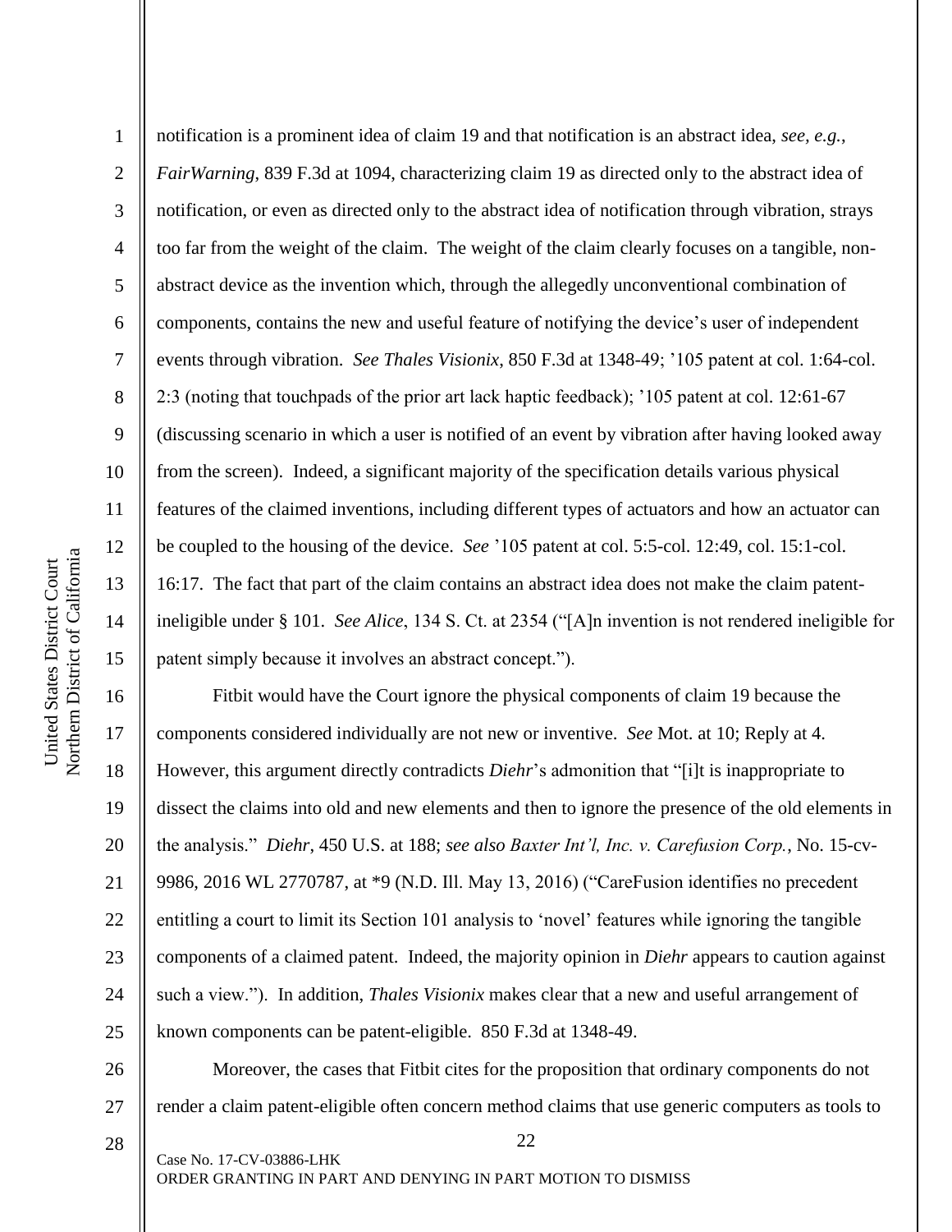notification is a prominent idea of claim 19 and that notification is an abstract idea, *see, e.g.*, *FairWarning*, 839 F.3d at 1094, characterizing claim 19 as directed only to the abstract idea of notification, or even as directed only to the abstract idea of notification through vibration, strays too far from the weight of the claim. The weight of the claim clearly focuses on a tangible, non-abstract device as the invention which, through the allegedly unconventional combination of components, contains the new and useful feature of notifying the device's user of independent events through vibration. *See Thales Visionix*, 850 F.3d at 1348-49; '105 patent at col. 1:64-col. 2:3 (noting that touchpads of the prior art lack haptic feedback); '105 patent at col. 12:61-67 (discussing scenario in which a user is notified of an event by vibration after having looked away from the screen). Indeed, a significant majority of the specification details various physical features of the claimed inventions, including different types of actuators and how an actuator can be coupled to the housing of the device. *See* '105 patent at col. 5:5-col. 12:49, col. 15:1-col. 16:17. The fact that part of the claim contains an abstract idea does not make the claim patent-ineligible under § 101. *See Alice*, 134 S. Ct. at 2354 ("[A]n invention is not rendered ineligible for patent simply because it involves an abstract concept.").

Fitbit would have the Court ignore the physical components of claim 19 because the components considered individually are not new or inventive. *See* Mot. at 10; Reply at 4. However, this argument directly contradicts *Diehr*'s admonition that "[i]t is inappropriate to dissect the claims into old and new elements and then to ignore the presence of the old elements in the analysis." *Diehr*, 450 U.S. at 188; *see also Baxter Int'l, Inc. v. Carefusion Corp.*, No. 15-cv-9986, 2016 WL 2770787, at *9 (N.D. Ill. May 13, 2016) ("CareFusion identifies no precedent entitling a court to limit its Section 101 analysis to 'novel' features while ignoring the tangible components of a claimed patent. Indeed, the majority opinion in *Diehr* appears to caution against such a view."). In addition, *Thales Visionix* makes clear that a new and useful arrangement of known components can be patent-eligible. 850 F.3d at 1348-49.

Moreover, the cases that Fitbit cites for the proposition that ordinary components do not render a claim patent-eligible often concern method claims that use generic computers as tools to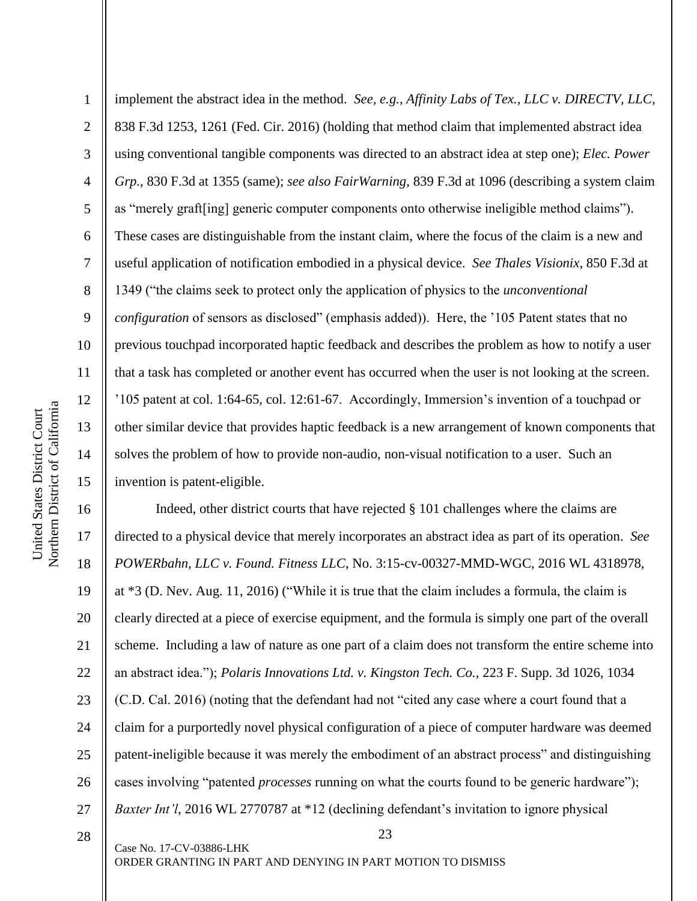implement the abstract idea in the method. *See, e.g.*, *Affinity Labs of Tex., LLC v. DIRECTV, LLC*, 838 F.3d 1253, 1261 (Fed. Cir. 2016) (holding that method claim that implemented abstract idea using conventional tangible components was directed to an abstract idea at step one); *Elec. Power Grp.*, 830 F.3d at 1355 (same); *see also FairWarning*, 839 F.3d at 1096 (describing a system claim as "merely graft[ing] generic computer components onto otherwise ineligible method claims"). These cases are distinguishable from the instant claim, where the focus of the claim is a new and useful application of notification embodied in a physical device. *See Thales Visionix*, 850 F.3d at 1349 ("the claims seek to protect only the application of physics to the *unconventional configuration* of sensors as disclosed" (emphasis added)). Here, the '105 Patent states that no previous touchpad incorporated haptic feedback and describes the problem as how to notify a user that a task has completed or another event has occurred when the user is not looking at the screen. '105 patent at col. 1:64-65, col. 12:61-67. Accordingly, Immersion's invention of a touchpad or other similar device that provides haptic feedback is a new arrangement of known components that solves the problem of how to provide non-audio, non-visual notification to a user. Such an invention is patent-eligible.

Indeed, other district courts that have rejected § 101 challenges where the claims are directed to a physical device that merely incorporates an abstract idea as part of its operation. *See POWERbahn, LLC v. Found. Fitness LLC*, No. 3:15-cv-00327-MMD-WGC, 2016 WL 4318978, at *3 (D. Nev. Aug. 11, 2016) ("While it is true that the claim includes a formula, the claim is clearly directed at a piece of exercise equipment, and the formula is simply one part of the overall scheme. Including a law of nature as one part of a claim does not transform the entire scheme into an abstract idea."); *Polaris Innovations Ltd. v. Kingston Tech. Co.*, 223 F. Supp. 3d 1026, 1034 (C.D. Cal. 2016) (noting that the defendant had not "cited any case where a court found that a claim for a purportedly novel physical configuration of a piece of computer hardware was deemed patent-ineligible because it was merely the embodiment of an abstract process" and distinguishing cases involving "patented *processes* running on what the courts found to be generic hardware"); *Baxter Int'l*, 2016 WL 2770787 at *12 (declining defendant's invitation to ignore physical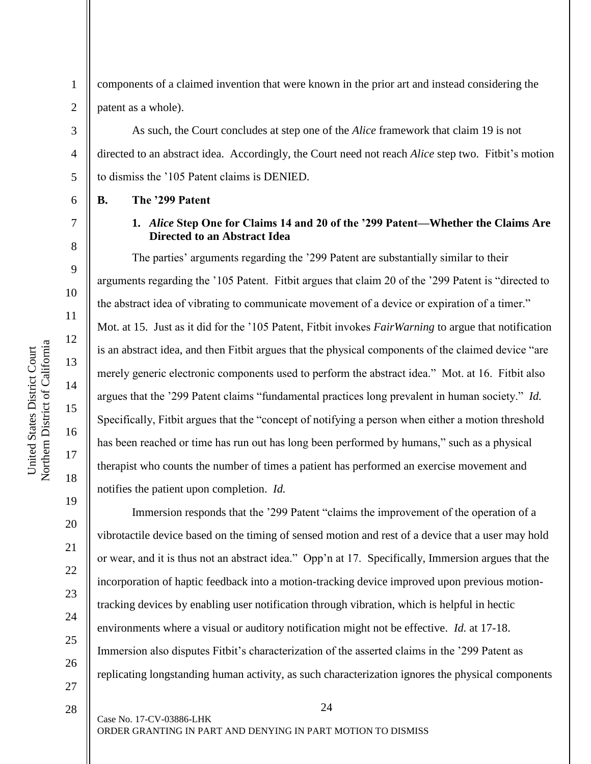components of a claimed invention that were known in the prior art and instead considering the patent as a whole).

As such, the Court concludes at step one of the *Alice* framework that claim 19 is not directed to an abstract idea. Accordingly, the Court need not reach *Alice* step two. Fitbit's motion to dismiss the '105 Patent claims is DENIED.

### B. The '299 Patent

#### 1. *Alice* Step One for Claims 14 and 20 of the '299 Patent—Whether the Claims Are Directed to an Abstract Idea

The parties' arguments regarding the '299 Patent are substantially similar to their arguments regarding the '105 Patent. Fitbit argues that claim 20 of the '299 Patent is "directed to the abstract idea of vibrating to communicate movement of a device or expiration of a timer." Mot. at 15. Just as it did for the '105 Patent, Fitbit invokes *FairWarning* to argue that notification is an abstract idea, and then Fitbit argues that the physical components of the claimed device "are merely generic electronic components used to perform the abstract idea." Mot. at 16. Fitbit also argues that the '299 Patent claims "fundamental practices long prevalent in human society." *Id.* Specifically, Fitbit argues that the "concept of notifying a person when either a motion threshold has been reached or time has run out has long been performed by humans," such as a physical therapist who counts the number of times a patient has performed an exercise movement and notifies the patient upon completion. *Id.*

Immersion responds that the '299 Patent "claims the improvement of the operation of a vibrotactile device based on the timing of sensed motion and rest of a device that a user may hold or wear, and it is thus not an abstract idea." Opp'n at 17. Specifically, Immersion argues that the incorporation of haptic feedback into a motion-tracking device improved upon previous motion-tracking devices by enabling user notification through vibration, which is helpful in hectic environments where a visual or auditory notification might not be effective. *Id.* at 17-18. Immersion also disputes Fitbit's characterization of the asserted claims in the '299 Patent as replicating longstanding human activity, as such characterization ignores the physical components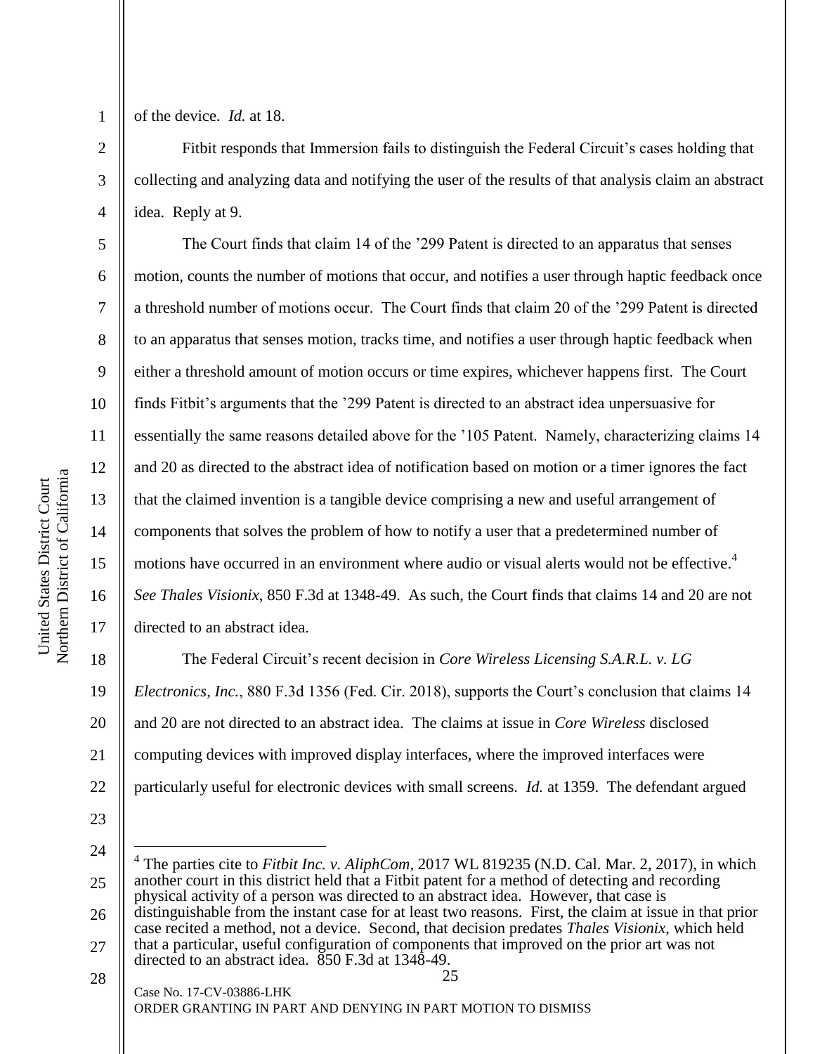of the device. *Id.* at 18.

Fitbit responds that Immersion fails to distinguish the Federal Circuit's cases holding that collecting and analyzing data and notifying the user of the results of that analysis claim an abstract idea. Reply at 9.

The Court finds that claim 14 of the '299 Patent is directed to an apparatus that senses motion, counts the number of motions that occur, and notifies a user through haptic feedback once a threshold number of motions occur. The Court finds that claim 20 of the '299 Patent is directed to an apparatus that senses motion, tracks time, and notifies a user through haptic feedback when either a threshold amount of motion occurs or time expires, whichever happens first. The Court finds Fitbit's arguments that the '299 Patent is directed to an abstract idea unpersuasive for essentially the same reasons detailed above for the '105 Patent. Namely, characterizing claims 14 and 20 as directed to the abstract idea of notification based on motion or a timer ignores the fact that the claimed invention is a tangible device comprising a new and useful arrangement of components that solves the problem of how to notify a user that a predetermined number of motions have occurred in an environment where audio or visual alerts would not be effective.[4] *See Thales Visionix*, 850 F.3d at 1348-49. As such, the Court finds that claims 14 and 20 are not directed to an abstract idea.

The Federal Circuit's recent decision in *Core Wireless Licensing S.A.R.L. v. LG Electronics, Inc.*, 880 F.3d 1356 (Fed. Cir. 2018), supports the Court's conclusion that claims 14 and 20 are not directed to an abstract idea. The claims at issue in *Core Wireless* disclosed computing devices with improved display interfaces, where the improved interfaces were particularly useful for electronic devices with small screens. *Id.* at 1359. The defendant argued

---

[4] The parties cite to *Fitbit Inc. v. AliphCom*, 2017 WL 819235 (N.D. Cal. Mar. 2, 2017), in which another court in this district held that a Fitbit patent for a method of detecting and recording physical activity of a person was directed to an abstract idea. However, that case is distinguishable from the instant case for at least two reasons. First, the claim at issue in that prior case recited a method, not a device. Second, that decision predates *Thales Visionix*, which held that a particular, useful configuration of components that improved on the prior art was not directed to an abstract idea. 850 F.3d at 1348-49.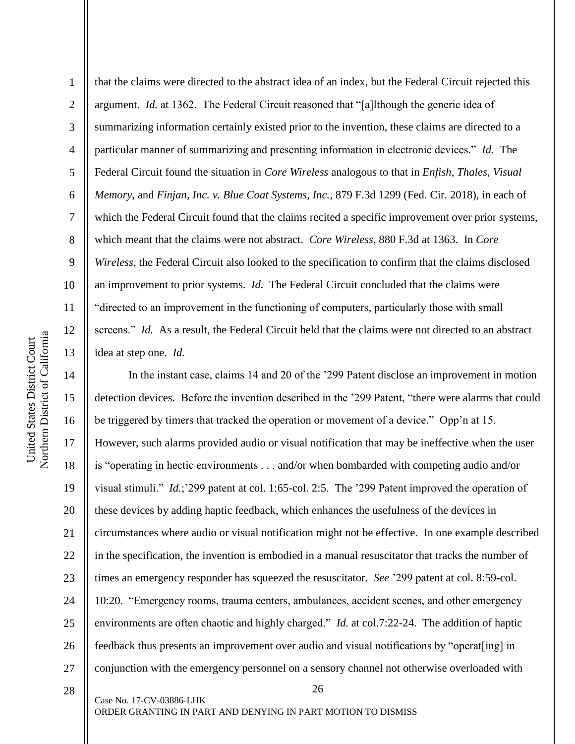that the claims were directed to the abstract idea of an index, but the Federal Circuit rejected this argument. *Id.* at 1362. The Federal Circuit reasoned that "[a]lthough the generic idea of summarizing information certainly existed prior to the invention, these claims are directed to a particular manner of summarizing and presenting information in electronic devices." *Id.* The Federal Circuit found the situation in *Core Wireless* analogous to that in *Enfish*, *Thales*, *Visual Memory*, and *Finjan, Inc. v. Blue Coat Systems, Inc.*, 879 F.3d 1299 (Fed. Cir. 2018), in each of which the Federal Circuit found that the claims recited a specific improvement over prior systems, which meant that the claims were not abstract. *Core Wireless*, 880 F.3d at 1363. In *Core Wireless*, the Federal Circuit also looked to the specification to confirm that the claims disclosed an improvement to prior systems. *Id.* The Federal Circuit concluded that the claims were "directed to an improvement in the functioning of computers, particularly those with small screens." *Id.* As a result, the Federal Circuit held that the claims were not directed to an abstract idea at step one. *Id.*

In the instant case, claims 14 and 20 of the '299 Patent disclose an improvement in motion detection devices. Before the invention described in the '299 Patent, "there were alarms that could be triggered by timers that tracked the operation or movement of a device." Opp'n at 15. However, such alarms provided audio or visual notification that may be ineffective when the user is "operating in hectic environments . . . and/or when bombarded with competing audio and/or visual stimuli." *Id.*;'299 patent at col. 1:65-col. 2:5. The '299 Patent improved the operation of these devices by adding haptic feedback, which enhances the usefulness of the devices in circumstances where audio or visual notification might not be effective. In one example described in the specification, the invention is embodied in a manual resuscitator that tracks the number of times an emergency responder has squeezed the resuscitator. *See* '299 patent at col. 8:59-col. 10:20. "Emergency rooms, trauma centers, ambulances, accident scenes, and other emergency environments are often chaotic and highly charged." *Id.* at col.7:22-24. The addition of haptic feedback thus presents an improvement over audio and visual notifications by "operat[ing] in conjunction with the emergency personnel on a sensory channel not otherwise overloaded with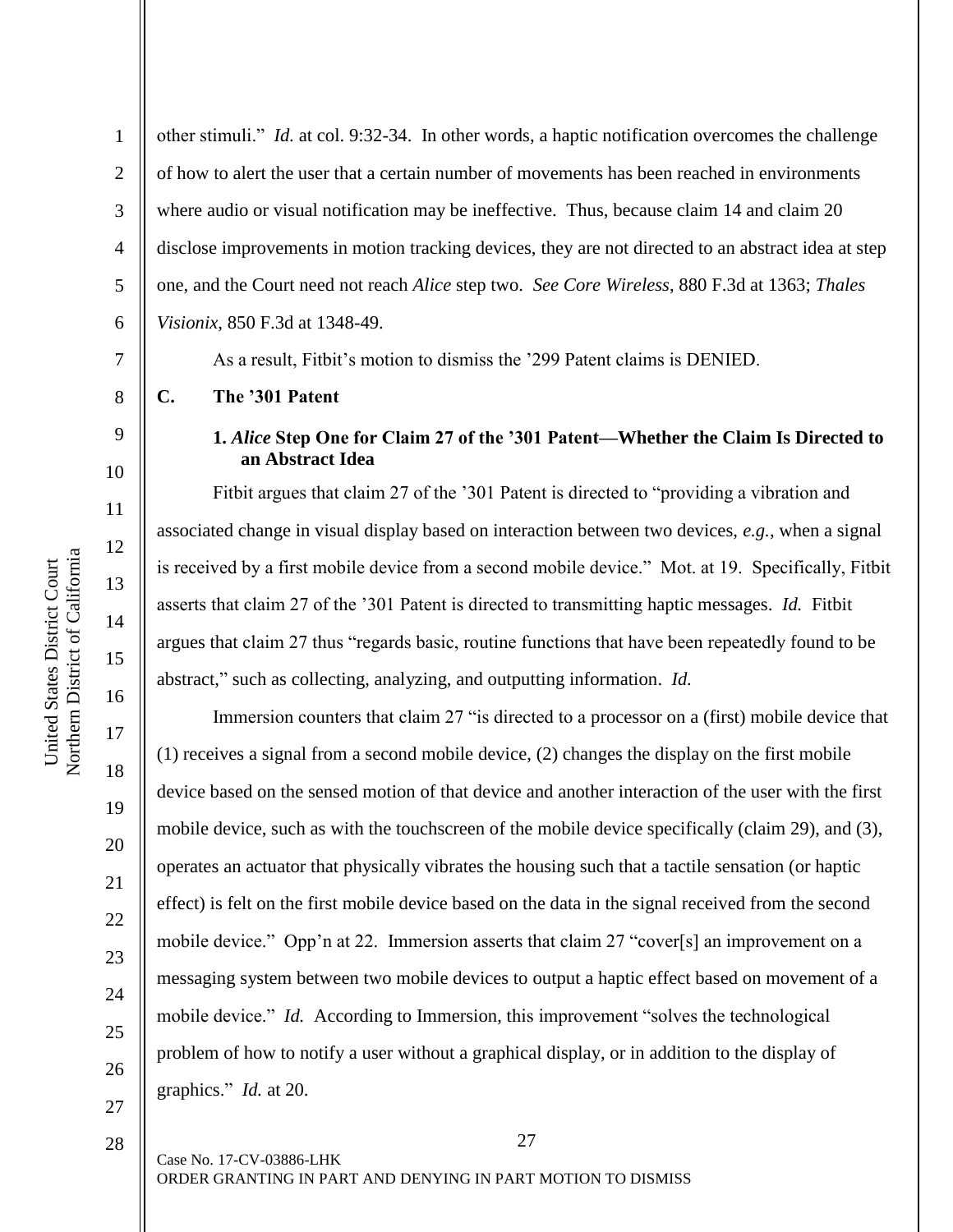other stimuli." *Id.* at col. 9:32-34. In other words, a haptic notification overcomes the challenge of how to alert the user that a certain number of movements has been reached in environments where audio or visual notification may be ineffective. Thus, because claim 14 and claim 20 disclose improvements in motion tracking devices, they are not directed to an abstract idea at step one, and the Court need not reach *Alice* step two. *See Core Wireless*, 880 F.3d at 1363; *Thales Visionix*, 850 F.3d at 1348-49.

As a result, Fitbit's motion to dismiss the '299 Patent claims is DENIED.

### C. The '301 Patent

#### 1. *Alice* Step One for Claim 27 of the '301 Patent—Whether the Claim Is Directed to an Abstract Idea

Fitbit argues that claim 27 of the '301 Patent is directed to "providing a vibration and associated change in visual display based on interaction between two devices, *e.g.*, when a signal is received by a first mobile device from a second mobile device." Mot. at 19. Specifically, Fitbit asserts that claim 27 of the '301 Patent is directed to transmitting haptic messages. *Id.* Fitbit argues that claim 27 thus "regards basic, routine functions that have been repeatedly found to be abstract," such as collecting, analyzing, and outputting information. *Id.*

Immersion counters that claim 27 "is directed to a processor on a (first) mobile device that (1) receives a signal from a second mobile device, (2) changes the display on the first mobile device based on the sensed motion of that device and another interaction of the user with the first mobile device, such as with the touchscreen of the mobile device specifically (claim 29), and (3), operates an actuator that physically vibrates the housing such that a tactile sensation (or haptic effect) is felt on the first mobile device based on the data in the signal received from the second mobile device." Opp'n at 22. Immersion asserts that claim 27 "cover[s] an improvement on a messaging system between two mobile devices to output a haptic effect based on movement of a mobile device." *Id.* According to Immersion, this improvement "solves the technological problem of how to notify a user without a graphical display, or in addition to the display of graphics." *Id.* at 20.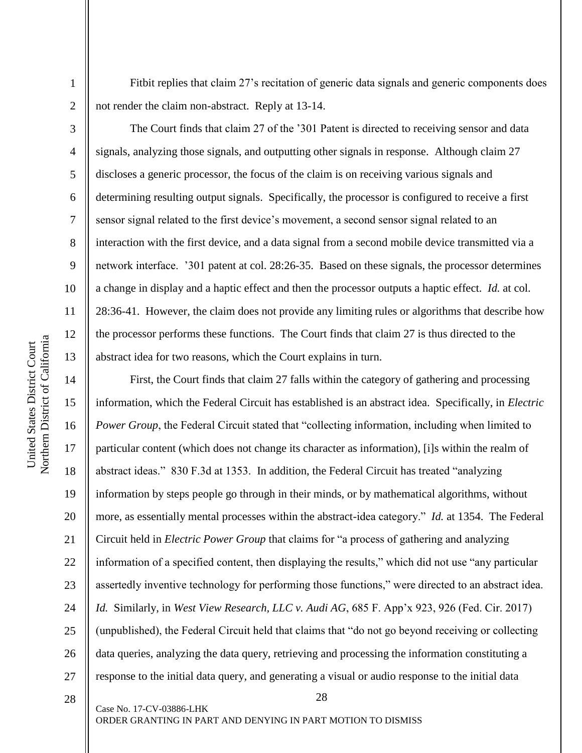Fitbit replies that claim 27's recitation of generic data signals and generic components does not render the claim non-abstract. Reply at 13-14.

The Court finds that claim 27 of the '301 Patent is directed to receiving sensor and data signals, analyzing those signals, and outputting other signals in response. Although claim 27 discloses a generic processor, the focus of the claim is on receiving various signals and determining resulting output signals. Specifically, the processor is configured to receive a first sensor signal related to the first device's movement, a second sensor signal related to an interaction with the first device, and a data signal from a second mobile device transmitted via a network interface. '301 patent at col. 28:26-35. Based on these signals, the processor determines a change in display and a haptic effect and then the processor outputs a haptic effect. *Id.* at col. 28:36-41. However, the claim does not provide any limiting rules or algorithms that describe how the processor performs these functions. The Court finds that claim 27 is thus directed to the abstract idea for two reasons, which the Court explains in turn.

First, the Court finds that claim 27 falls within the category of gathering and processing information, which the Federal Circuit has established is an abstract idea. Specifically, in *Electric Power Group*, the Federal Circuit stated that "collecting information, including when limited to particular content (which does not change its character as information), [i]s within the realm of abstract ideas." 830 F.3d at 1353. In addition, the Federal Circuit has treated "analyzing information by steps people go through in their minds, or by mathematical algorithms, without more, as essentially mental processes within the abstract-idea category." *Id.* at 1354. The Federal Circuit held in *Electric Power Group* that claims for "a process of gathering and analyzing information of a specified content, then displaying the results," which did not use "any particular assertedly inventive technology for performing those functions," were directed to an abstract idea. *Id.* Similarly, in *West View Research, LLC v. Audi AG*, 685 F. App'x 923, 926 (Fed. Cir. 2017) (unpublished), the Federal Circuit held that claims that "do not go beyond receiving or collecting data queries, analyzing the data query, retrieving and processing the information constituting a response to the initial data query, and generating a visual or audio response to the initial data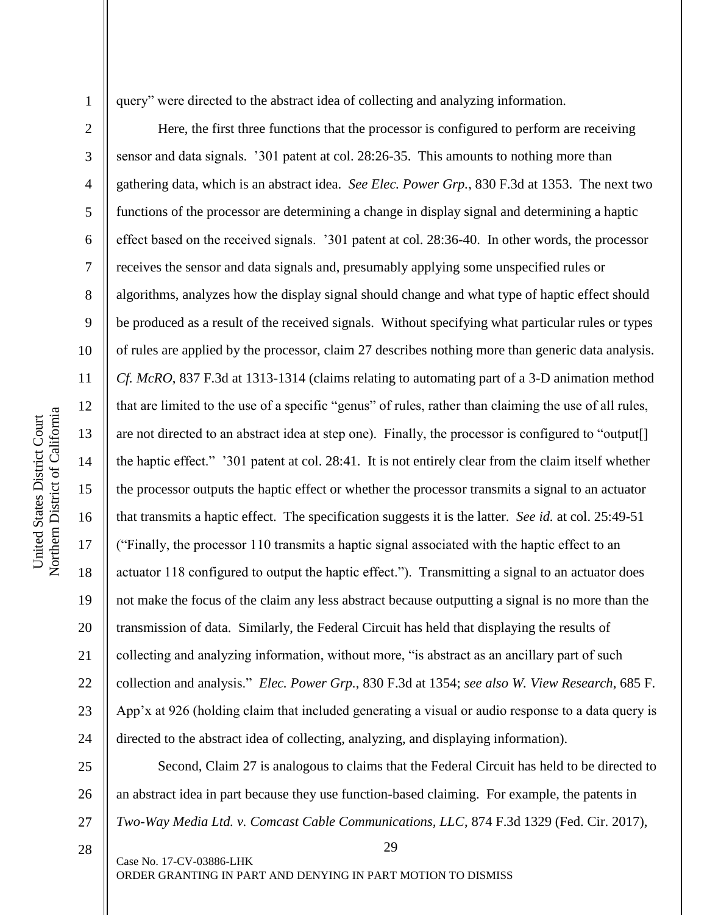query" were directed to the abstract idea of collecting and analyzing information.

Here, the first three functions that the processor is configured to perform are receiving sensor and data signals. '301 patent at col. 28:26-35. This amounts to nothing more than gathering data, which is an abstract idea. *See Elec. Power Grp.*, 830 F.3d at 1353. The next two functions of the processor are determining a change in display signal and determining a haptic effect based on the received signals. '301 patent at col. 28:36-40. In other words, the processor receives the sensor and data signals and, presumably applying some unspecified rules or algorithms, analyzes how the display signal should change and what type of haptic effect should be produced as a result of the received signals. Without specifying what particular rules or types of rules are applied by the processor, claim 27 describes nothing more than generic data analysis. *Cf. McRO*, 837 F.3d at 1313-1314 (claims relating to automating part of a 3-D animation method that are limited to the use of a specific "genus" of rules, rather than claiming the use of all rules, are not directed to an abstract idea at step one). Finally, the processor is configured to "output[] the haptic effect." '301 patent at col. 28:41. It is not entirely clear from the claim itself whether the processor outputs the haptic effect or whether the processor transmits a signal to an actuator that transmits a haptic effect. The specification suggests it is the latter. *See id.* at col. 25:49-51 ("Finally, the processor 110 transmits a haptic signal associated with the haptic effect to an actuator 118 configured to output the haptic effect."). Transmitting a signal to an actuator does not make the focus of the claim any less abstract because outputting a signal is no more than the transmission of data. Similarly, the Federal Circuit has held that displaying the results of collecting and analyzing information, without more, "is abstract as an ancillary part of such collection and analysis." *Elec. Power Grp.*, 830 F.3d at 1354; *see also W. View Research*, 685 F. App'x at 926 (holding claim that included generating a visual or audio response to a data query is directed to the abstract idea of collecting, analyzing, and displaying information).

Second, Claim 27 is analogous to claims that the Federal Circuit has held to be directed to an abstract idea in part because they use function-based claiming. For example, the patents in *Two-Way Media Ltd. v. Comcast Cable Communications, LLC*, 874 F.3d 1329 (Fed. Cir. 2017),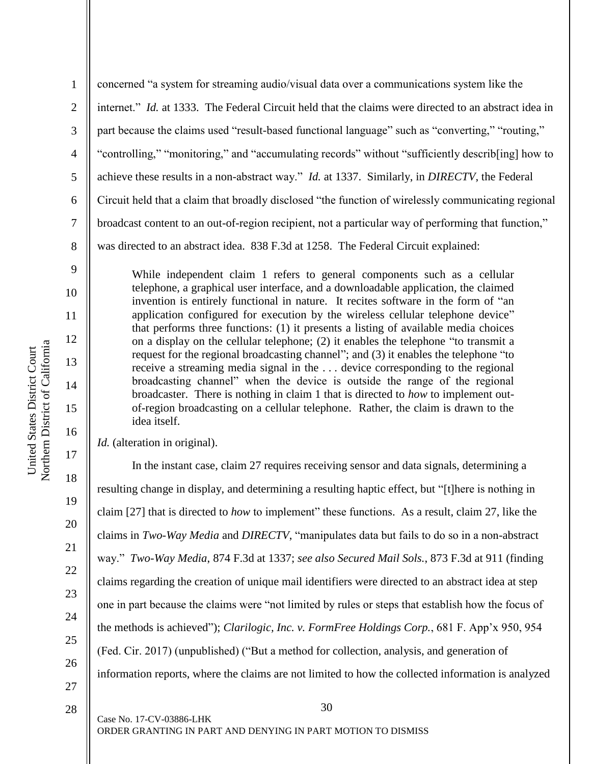concerned "a system for streaming audio/visual data over a communications system like the internet." *Id.* at 1333. The Federal Circuit held that the claims were directed to an abstract idea in part because the claims used "result-based functional language" such as "converting," "routing," "controlling," "monitoring," and "accumulating records" without "sufficiently describ[ing] how to achieve these results in a non-abstract way." *Id.* at 1337. Similarly, in *DIRECTV*, the Federal Circuit held that a claim that broadly disclosed "the function of wirelessly communicating regional broadcast content to an out-of-region recipient, not a particular way of performing that function," was directed to an abstract idea. 838 F.3d at 1258. The Federal Circuit explained:

> While independent claim 1 refers to general components such as a cellular telephone, a graphical user interface, and a downloadable application, the claimed invention is entirely functional in nature. It recites software in the form of "an application configured for execution by the wireless cellular telephone device" that performs three functions: (1) it presents a listing of available media choices on a display on the cellular telephone; (2) it enables the telephone "to transmit a request for the regional broadcasting channel"; and (3) it enables the telephone "to receive a streaming media signal in the . . . device corresponding to the regional broadcasting channel" when the device is outside the range of the regional broadcaster. There is nothing in claim 1 that is directed to *how* to implement out-of-region broadcasting on a cellular telephone. Rather, the claim is drawn to the idea itself.

*Id.* (alteration in original).

In the instant case, claim 27 requires receiving sensor and data signals, determining a resulting change in display, and determining a resulting haptic effect, but "[t]here is nothing in claim [27] that is directed to *how* to implement" these functions. As a result, claim 27, like the claims in *Two-Way Media* and *DIRECTV*, "manipulates data but fails to do so in a non-abstract way." *Two-Way Media*, 874 F.3d at 1337; *see also Secured Mail Sols.*, 873 F.3d at 911 (finding claims regarding the creation of unique mail identifiers were directed to an abstract idea at step one in part because the claims were "not limited by rules or steps that establish how the focus of the methods is achieved"); *Clarilogic, Inc. v. FormFree Holdings Corp.*, 681 F. App'x 950, 954 (Fed. Cir. 2017) (unpublished) ("But a method for collection, analysis, and generation of information reports, where the claims are not limited to how the collected information is analyzed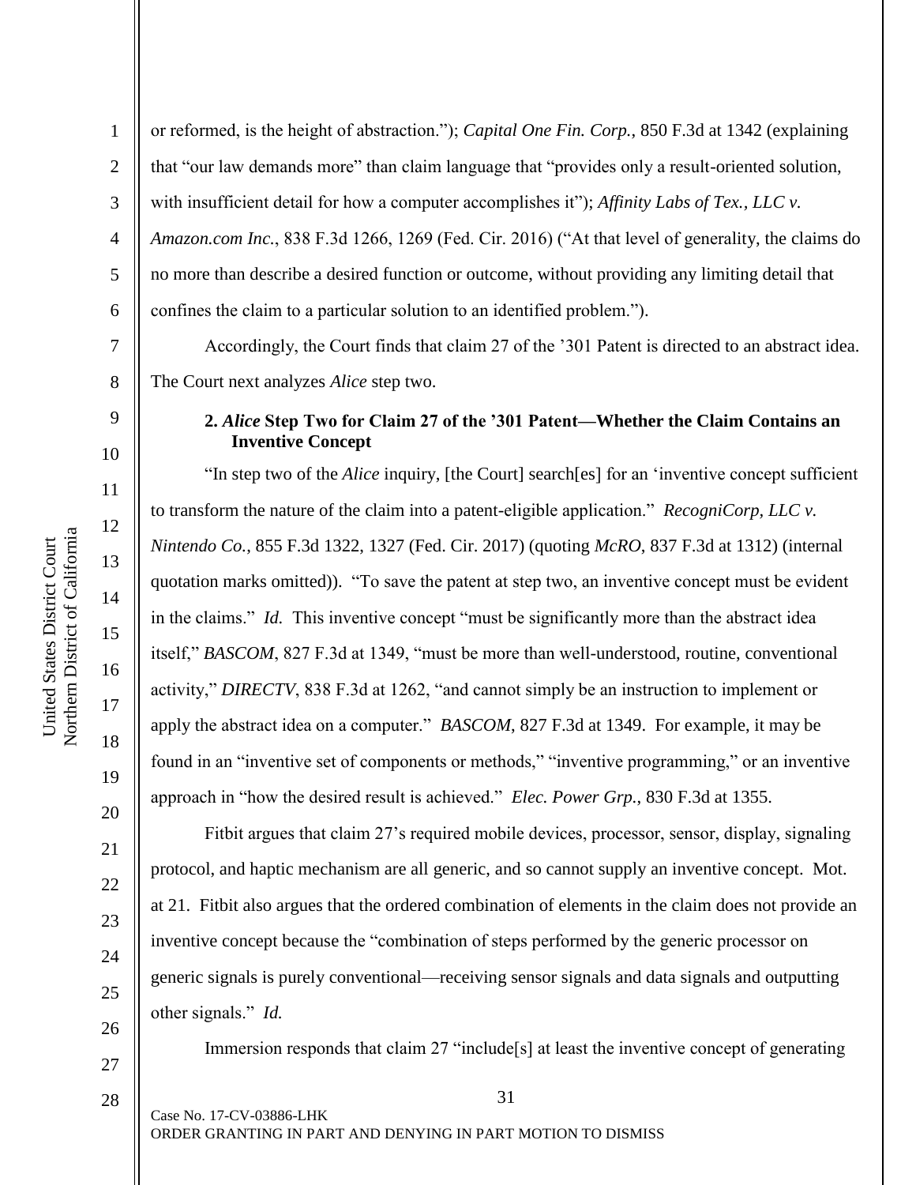or reformed, is the height of abstraction."); *Capital One Fin. Corp.*, 850 F.3d at 1342 (explaining that "our law demands more" than claim language that "provides only a result-oriented solution, with insufficient detail for how a computer accomplishes it"); *Affinity Labs of Tex., LLC v. Amazon.com Inc.*, 838 F.3d 1266, 1269 (Fed. Cir. 2016) ("At that level of generality, the claims do no more than describe a desired function or outcome, without providing any limiting detail that confines the claim to a particular solution to an identified problem.").

Accordingly, the Court finds that claim 27 of the '301 Patent is directed to an abstract idea. The Court next analyzes *Alice* step two.

### 2. *Alice* Step Two for Claim 27 of the '301 Patent—Whether the Claim Contains an Inventive Concept

"In step two of the *Alice* inquiry, [the Court] search[es] for an 'inventive concept sufficient to transform the nature of the claim into a patent-eligible application." *RecogniCorp, LLC v. Nintendo Co.*, 855 F.3d 1322, 1327 (Fed. Cir. 2017) (quoting *McRO*, 837 F.3d at 1312) (internal quotation marks omitted)). "To save the patent at step two, an inventive concept must be evident in the claims." *Id.* This inventive concept "must be significantly more than the abstract idea itself," *BASCOM*, 827 F.3d at 1349, "must be more than well-understood, routine, conventional activity," *DIRECTV*, 838 F.3d at 1262, "and cannot simply be an instruction to implement or apply the abstract idea on a computer." *BASCOM*, 827 F.3d at 1349. For example, it may be found in an "inventive set of components or methods," "inventive programming," or an inventive approach in "how the desired result is achieved." *Elec. Power Grp.*, 830 F.3d at 1355.

Fitbit argues that claim 27's required mobile devices, processor, sensor, display, signaling protocol, and haptic mechanism are all generic, and so cannot supply an inventive concept. Mot. at 21. Fitbit also argues that the ordered combination of elements in the claim does not provide an inventive concept because the "combination of steps performed by the generic processor on generic signals is purely conventional—receiving sensor signals and data signals and outputting other signals." *Id.*

Immersion responds that claim 27 "include[s] at least the inventive concept of generating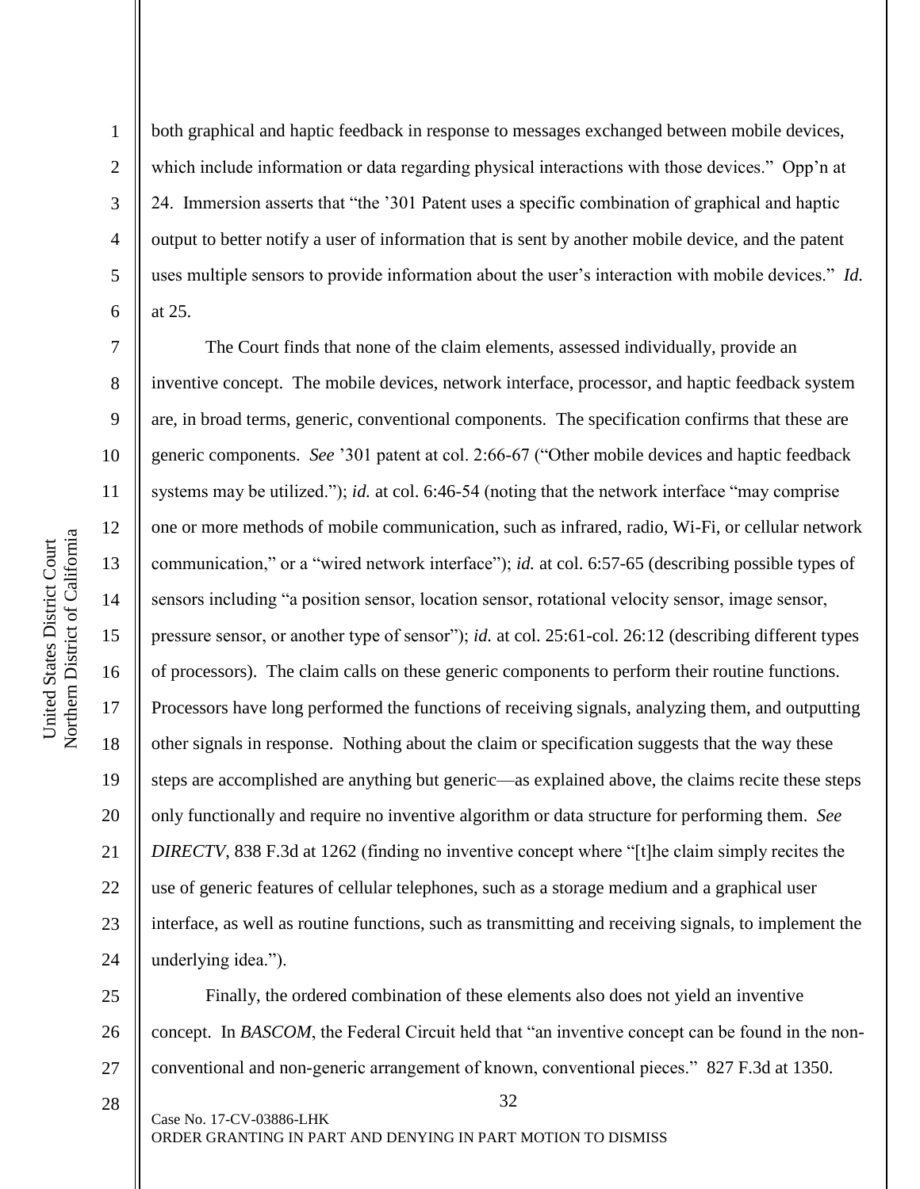both graphical and haptic feedback in response to messages exchanged between mobile devices, which include information or data regarding physical interactions with those devices." Opp'n at 24. Immersion asserts that "the '301 Patent uses a specific combination of graphical and haptic output to better notify a user of information that is sent by another mobile device, and the patent uses multiple sensors to provide information about the user's interaction with mobile devices." *Id.* at 25.

The Court finds that none of the claim elements, assessed individually, provide an inventive concept. The mobile devices, network interface, processor, and haptic feedback system are, in broad terms, generic, conventional components. The specification confirms that these are generic components. *See* '301 patent at col. 2:66-67 ("Other mobile devices and haptic feedback systems may be utilized."); *id.* at col. 6:46-54 (noting that the network interface "may comprise one or more methods of mobile communication, such as infrared, radio, Wi-Fi, or cellular network communication," or a "wired network interface"); *id.* at col. 6:57-65 (describing possible types of sensors including "a position sensor, location sensor, rotational velocity sensor, image sensor, pressure sensor, or another type of sensor"); *id.* at col. 25:61-col. 26:12 (describing different types of processors). The claim calls on these generic components to perform their routine functions. Processors have long performed the functions of receiving signals, analyzing them, and outputting other signals in response. Nothing about the claim or specification suggests that the way these steps are accomplished are anything but generic—as explained above, the claims recite these steps only functionally and require no inventive algorithm or data structure for performing them. *See DIRECTV*, 838 F.3d at 1262 (finding no inventive concept where "[t]he claim simply recites the use of generic features of cellular telephones, such as a storage medium and a graphical user interface, as well as routine functions, such as transmitting and receiving signals, to implement the underlying idea.").

Finally, the ordered combination of these elements also does not yield an inventive concept. In *BASCOM*, the Federal Circuit held that "an inventive concept can be found in the non-conventional and non-generic arrangement of known, conventional pieces." 827 F.3d at 1350.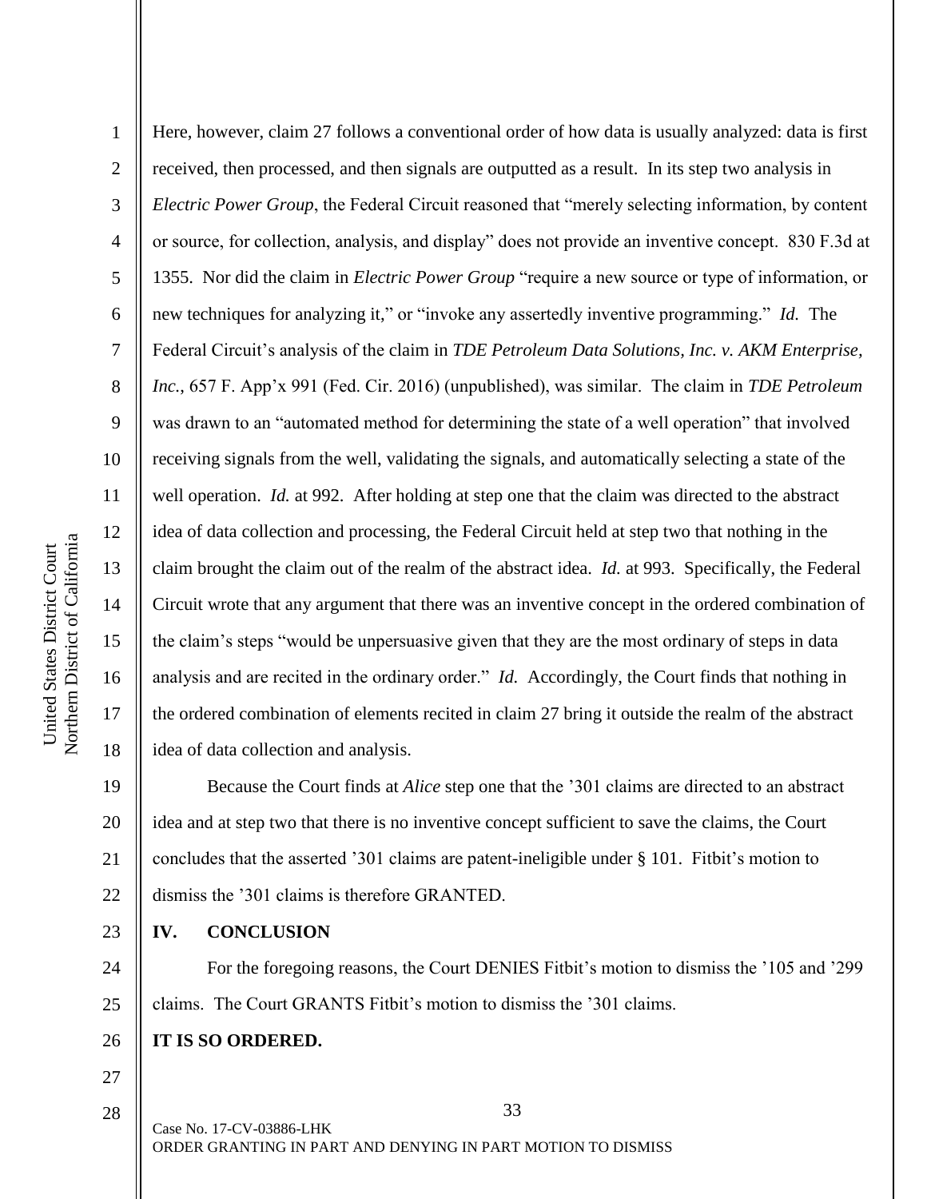Here, however, claim 27 follows a conventional order of how data is usually analyzed: data is first received, then processed, and then signals are outputted as a result. In its step two analysis in *Electric Power Group*, the Federal Circuit reasoned that "merely selecting information, by content or source, for collection, analysis, and display" does not provide an inventive concept. 830 F.3d at 1355. Nor did the claim in *Electric Power Group* "require a new source or type of information, or new techniques for analyzing it," or "invoke any assertedly inventive programming." *Id.* The Federal Circuit's analysis of the claim in *TDE Petroleum Data Solutions, Inc. v. AKM Enterprise, Inc.*, 657 F. App'x 991 (Fed. Cir. 2016) (unpublished), was similar. The claim in *TDE Petroleum* was drawn to an "automated method for determining the state of a well operation" that involved receiving signals from the well, validating the signals, and automatically selecting a state of the well operation. *Id.* at 992. After holding at step one that the claim was directed to the abstract idea of data collection and processing, the Federal Circuit held at step two that nothing in the claim brought the claim out of the realm of the abstract idea. *Id.* at 993. Specifically, the Federal Circuit wrote that any argument that there was an inventive concept in the ordered combination of the claim's steps "would be unpersuasive given that they are the most ordinary of steps in data analysis and are recited in the ordinary order." *Id.* Accordingly, the Court finds that nothing in the ordered combination of elements recited in claim 27 bring it outside the realm of the abstract idea of data collection and analysis.

Because the Court finds at *Alice* step one that the '301 claims are directed to an abstract idea and at step two that there is no inventive concept sufficient to save the claims, the Court concludes that the asserted '301 claims are patent-ineligible under § 101. Fitbit's motion to dismiss the '301 claims is therefore GRANTED.

## IV. CONCLUSION

For the foregoing reasons, the Court DENIES Fitbit's motion to dismiss the '105 and '299 claims. The Court GRANTS Fitbit's motion to dismiss the '301 claims.

**IT IS SO ORDERED.**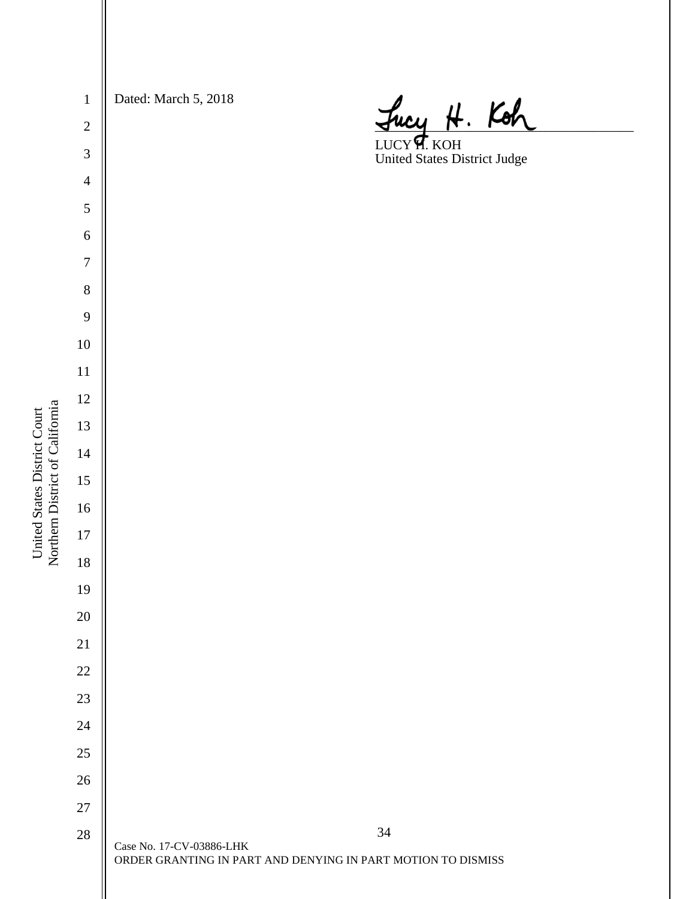Dated: March 5, 2018

Lucy H. Koh

LUCY H. KOH
United States District Judge